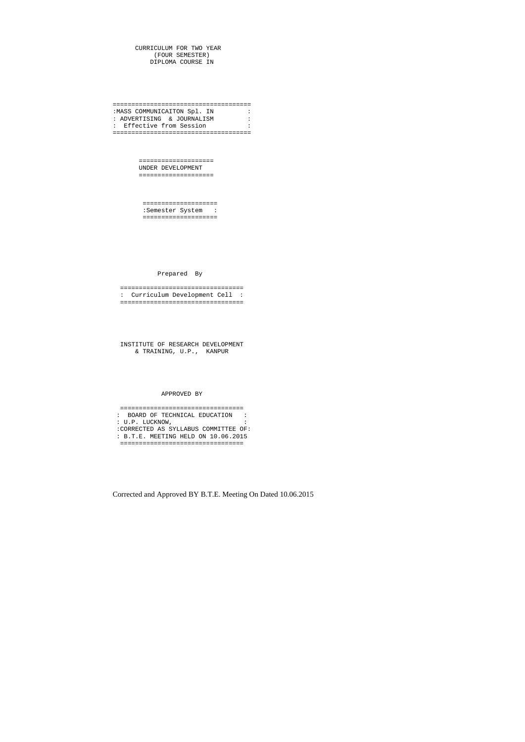CURRICULUM FOR TWO YEAR
(FOUR SEMESTER)
DIPLOMA COURSE IN

MASS COMMUNICAITON Spl. IN
ADVERTISING & JOURNALISM
Effective from Session

UNDER DEVELOPMENT

Semester System

Prepared By

Curriculum Development Cell

INSTITUTE OF RESEARCH DEVELOPMENT
& TRAINING, U.P., KANPUR

APPROVED BY

BOARD OF TECHNICAL EDUCATION
U.P. LUCKNOW,
CORRECTED AS SYLLABUS COMMITTEE OF
B.T.E. MEETING HELD ON 10.06.2015

Corrected and Approved BY B.T.E. Meeting On Dated 10.06.2015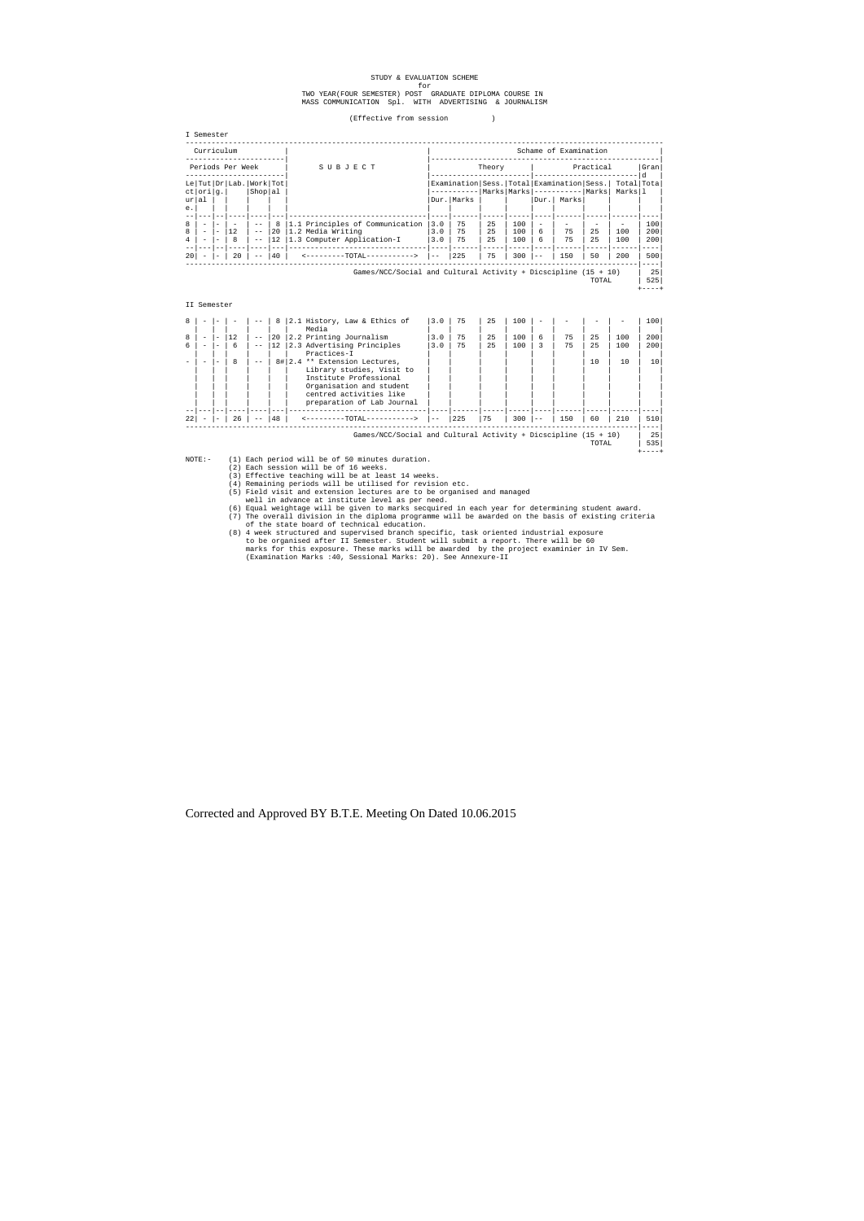# STUDY & EVALUATION SCHEME
for
TWO YEAR(FOUR SEMESTER) POST GRADUATE DIPLOMA COURSE IN
MASS COMMUNICATION Spl. WITH ADVERTISING & JOURNALISM

(Effective from session )

## I Semester

| Curriculum | | | | | | Subject | Scheme of Examination | | | | | | | | |
|---|---|---|---|---|---|---|---|---|---|---|---|---|---|---|---|
| Periods Per Week | | | | | | | Theory | | | | Practical | | | | Grand Total |
| Lecture | Tutorial | Drg. | Lab. | Workshop | Total | | Examination Dur. | Examination Marks | Sess. Marks | Total Marks | Examination Dur. | Examination Marks | Sess. Marks | Total Marks | |
| 8 | - | - | - | -- | 8 | 1.1 Principles of Communication | 3.0 | 75 | 25 | 100 | - | - | - | - | 100 |
| 8 | - | - | 12 | -- | 20 | 1.2 Media Writing | 3.0 | 75 | 25 | 100 | 6 | 75 | 25 | 100 | 200 |
| 4 | - | - | 8 | -- | 12 | 1.3 Computer Application-I | 3.0 | 75 | 25 | 100 | 6 | 75 | 25 | 100 | 200 |
| 20 | - | - | 20 | -- | 40 | <---------TOTAL-----------> | -- | 225 | 75 | 300 | -- | 150 | 50 | 200 | 500 |
| | | | | | | Games/NCC/Social and Cultural Activity + Dicscipline (15 + 10) | | | | | | | | | 25 |
| | | | | | | TOTAL | | | | | | | | | 525 |

## II Semester

| Lecture | Tutorial | Drg. | Lab. | Workshop | Total | Subject | Theory Examination Dur. | Theory Examination Marks | Sess. Marks | Total Marks | Practical Examination Dur. | Practical Examination Marks | Sess. Marks | Total Marks | Grand Total |
|---|---|---|---|---|---|---|---|---|---|---|---|---|---|---|---|
| 8 | - | - | - | -- | 8 | 2.1 History, Law & Ethics of Media | 3.0 | 75 | 25 | 100 | - | - | - | - | 100 |
| 8 | - | - | 12 | -- | 20 | 2.2 Printing Journalism | 3.0 | 75 | 25 | 100 | 6 | 75 | 25 | 100 | 200 |
| 6 | - | - | 6 | -- | 12 | 2.3 Advertising Principles Practices-I | 3.0 | 75 | 25 | 100 | 3 | 75 | 25 | 100 | 200 |
| - | - | - | 8 | -- | 8# | 2.4 ** Extension Lectures, Library studies, Visit to Institute Professional Organisation and student centred activities like preparation of Lab Journal | | | | | | | 10 | 10 | 10 |
| 22 | - | - | 26 | -- | 48 | <---------TOTAL-----------> | -- | 225 | 75 | 300 | -- | 150 | 60 | 210 | 510 |
| | | | | | | Games/NCC/Social and Cultural Activity + Dicscipline (15 + 10) | | | | | | | | | 25 |
| | | | | | | TOTAL | | | | | | | | | 535 |

NOTE:-
(1) Each period will be of 50 minutes duration.
(2) Each session will be of 16 weeks.
(3) Effective teaching will be at least 14 weeks.
(4) Remaining periods will be utilised for revision etc.
(5) Field visit and extension lectures are to be organised and managed well in advance at institute level as per need.
(6) Equal weightage will be given to marks secquired in each year for determining student award.
(7) The overall division in the diploma programme will be awarded on the basis of existing criteria of the state board of technical education.
(8) 4 week structured and supervised branch specific, task oriented industrial exposure to be organised after II Semester. Student will submit a report. There will be 60 marks for this exposure. These marks will be awarded by the project examinier in IV Sem. (Examination Marks :40, Sessional Marks: 20). See Annexure-II

Corrected and Approved BY B.T.E. Meeting On Dated 10.06.2015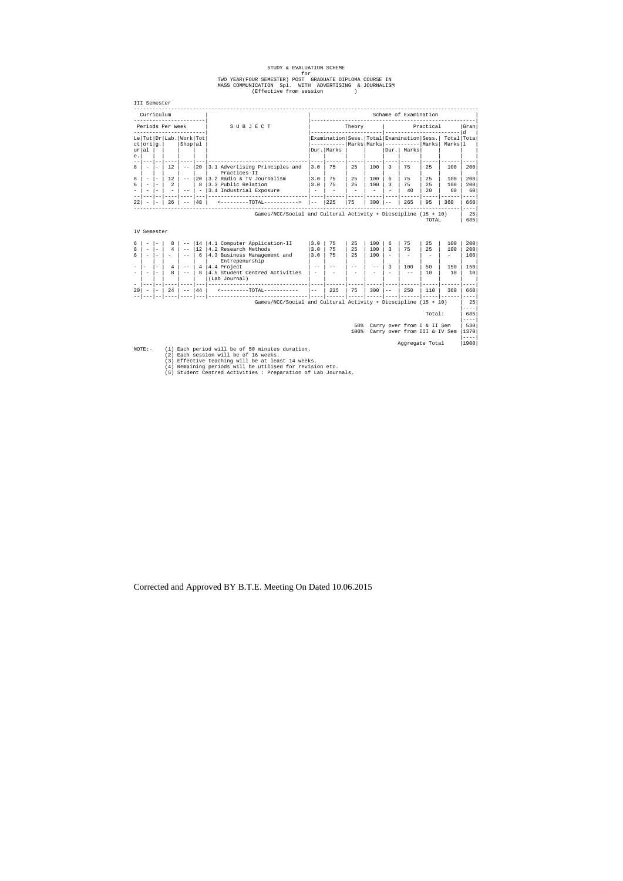STUDY & EVALUATION SCHEME
for
TWO YEAR(FOUR SEMESTER) POST GRADUATE DIPLOMA COURSE IN
MASS COMMUNICATION Spl. WITH ADVERTISING & JOURNALISM
(Effective from session )

III Semester

| Curriculum | | | | | | | Schame of Examination | | | | | | | | | |
|---|---|---|---|---|---|---|---|---|---|---|---|---|---|---|---|---|
| Periods Per Week | | | | | | S U B J E C T | Theory | | | | Practical | | | | | Grand |
| Lecture | Tutorial | Drg. | Lab. | Work Shop | Total | | Examination | | Sess. Marks | Total Marks | Examination | | Sess. Marks | Total Marks | | Total |
| | | | | | | | Dur. | Marks | | | Dur. | Marks | | | | |
| 8 | - | - | 12 | -- | 20 | 3.1 Advertising Principles and Practices-II | 3.0 | 75 | 25 | 100 | 3 | 75 | 25 | 100 | | 200 |
| 8 | - | - | 12 | -- | 20 | 3.2 Radio & TV Journalism | 3.0 | 75 | 25 | 100 | 6 | 75 | 25 | 100 | | 200 |
| 6 | - | - | 2 | | 8 | 3.3 Public Relation | 3.0 | 75 | 25 | 100 | 3 | 75 | 25 | 100 | | 200 |
| - | - | - | - | -- | - | 3.4 Industrial Exposure | - | - | - | - | - | 40 | 20 | 60 | | 60 |
| 22 | - | - | 26 | -- | 48 | <---------TOTAL-----------> | -- | 225 | 75 | 300 | -- | 265 | 95 | 360 | | 660 |
| | | | | | | Games/NCC/Social and Cultural Activity + Dicscipline (15 + 10) | | | | | | | | | | 25 |
| | | | | | | | | | | | | | | TOTAL | | 685 |

IV Semester

| Lecture | Tutorial | Drg. | Lab. | Work Shop | Total | S U B J E C T | Dur. | Marks | Sess. Marks | Total Marks | Dur. | Marks | Sess. Marks | Total Marks | Grand Total |
|---|---|---|---|---|---|---|---|---|---|---|---|---|---|---|---|
| 6 | - | - | 8 | -- | 14 | 4.1 Computer Application-II | 3.0 | 75 | 25 | 100 | 6 | 75 | 25 | 100 | 200 |
| 8 | - | - | 4 | -- | 12 | 4.2 Research Methods | 3.0 | 75 | 25 | 100 | 3 | 75 | 25 | 100 | 200 |
| 6 | - | - | - | -- | 6 | 4.3 Business Management and Entrepenurship | 3.0 | 75 | 25 | 100 | - | - | - | - | 100 |
| - | - | - | 4 | -- | 4 | 4.4 Project | -- | -- | -- | -- | 3 | 100 | 50 | 150 | 150 |
| - | - | - | 8 | -- | 8 | 4.5 Student Centred Activities (Lab Journal) | - | - | - | - | - | -- | 10 | 10 | 10 |
| 20 | - | - | 24 | -- | 44 | <---------TOTAL----------- | -- | 225 | 75 | 300 | -- | 250 | 110 | 360 | 660 |
| | | | | | | Games/NCC/Social and Cultural Activity + Dicscipline (15 + 10) | | | | | | | | | 25 |
| | | | | | | | | | | | | | | Total: | 685 |
| | | | | | | | | | 50% Carry over from I & II Sem | | | | | | 530 |
| | | | | | | | | | 100% Carry over from III & IV Sem | | | | | | 1370 |
| | | | | | | | | | | | | Aggregate Total | | | 1900 |

NOTE:-
(1) Each period will be of 50 minutes duration.
(2) Each session will be of 16 weeks.
(3) Effective teaching will be at least 14 weeks.
(4) Remaining periods will be utilised for revision etc.
(5) Student Centred Activities : Preparation of Lab Journals.

Corrected and Approved BY B.T.E. Meeting On Dated 10.06.2015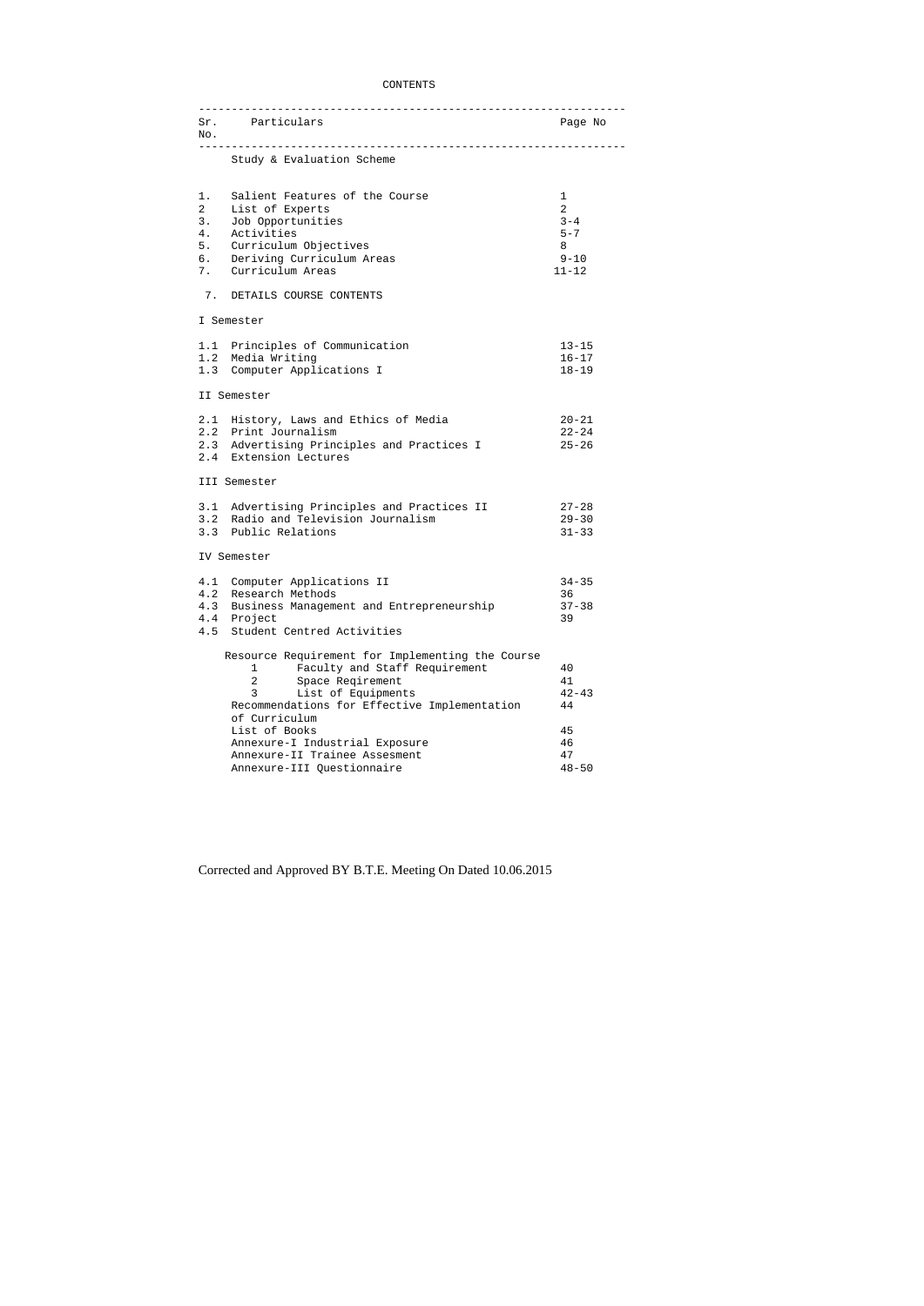# CONTENTS

| Sr. No. | Particulars | Page No |
|---|---|---|
| | Study & Evaluation Scheme | |
| 1. | Salient Features of the Course | 1 |
| 2 | List of Experts | 2 |
| 3. | Job Opportunities | 3-4 |
| 4. | Activities | 5-7 |
| 5. | Curriculum Objectives | 8 |
| 6. | Deriving Curriculum Areas | 9-10 |
| 7. | Curriculum Areas | 11-12 |
| 7. | DETAILS COURSE CONTENTS | |
| | I Semester | |
| 1.1 | Principles of Communication | 13-15 |
| 1.2 | Media Writing | 16-17 |
| 1.3 | Computer Applications I | 18-19 |
| | II Semester | |
| 2.1 | History, Laws and Ethics of Media | 20-21 |
| 2.2 | Print Journalism | 22-24 |
| 2.3 | Advertising Principles and Practices I | 25-26 |
| 2.4 | Extension Lectures | |
| | III Semester | |
| 3.1 | Advertising Principles and Practices II | 27-28 |
| 3.2 | Radio and Television Journalism | 29-30 |
| 3.3 | Public Relations | 31-33 |
| | IV Semester | |
| 4.1 | Computer Applications II | 34-35 |
| 4.2 | Research Methods | 36 |
| 4.3 | Business Management and Entrepreneurship | 37-38 |
| 4.4 | Project | 39 |
| 4.5 | Student Centred Activities | |
| | Resource Requirement for Implementing the Course | |
| | 1 Faculty and Staff Requirement | 40 |
| | 2 Space Reqirement | 41 |
| | 3 List of Equipments | 42-43 |
| | Recommendations for Effective Implementation of Curriculum | 44 |
| | List of Books | 45 |
| | Annexure-I Industrial Exposure | 46 |
| | Annexure-II Trainee Assesment | 47 |
| | Annexure-III Questionnaire | 48-50 |

Corrected and Approved BY B.T.E. Meeting On Dated 10.06.2015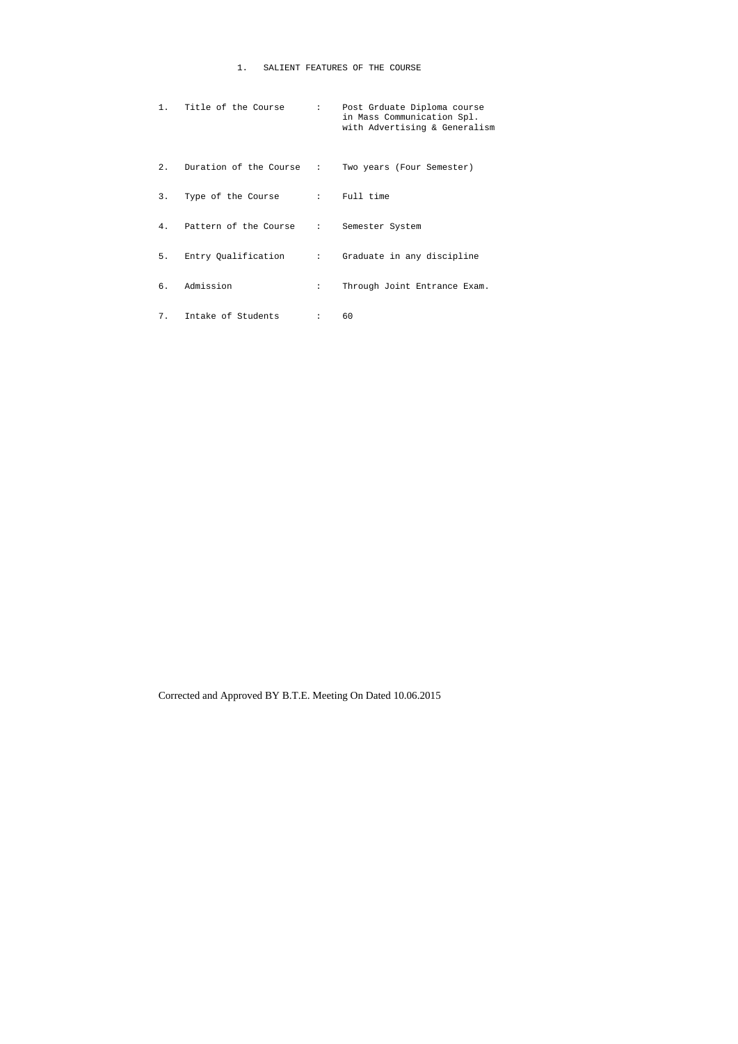# 1. SALIENT FEATURES OF THE COURSE

| | | | |
|---|---|---|---|
| 1. | Title of the Course | : | Post Grduate Diploma course in Mass Communication Spl. with Advertising & Generalism |
| 2. | Duration of the Course | : | Two years (Four Semester) |
| 3. | Type of the Course | : | Full time |
| 4. | Pattern of the Course | : | Semester System |
| 5. | Entry Qualification | : | Graduate in any discipline |
| 6. | Admission | : | Through Joint Entrance Exam. |
| 7. | Intake of Students | : | 60 |

Corrected and Approved BY B.T.E. Meeting On Dated 10.06.2015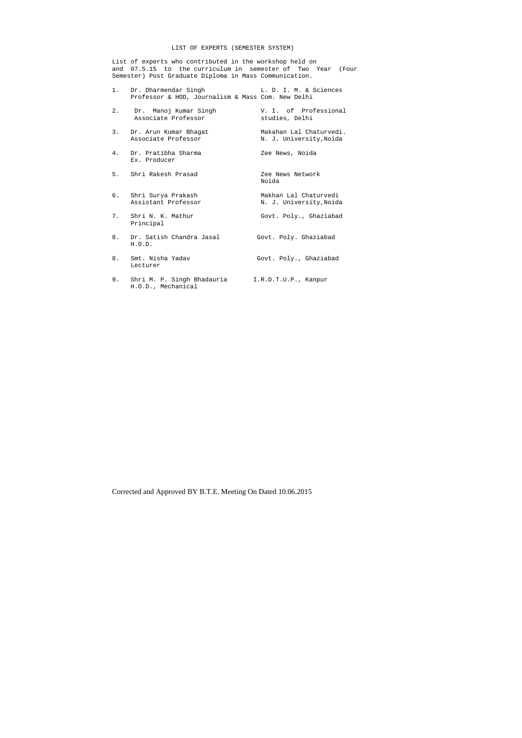# LIST OF EXPERTS (SEMESTER SYSTEM)

List of experts who contributed in the workshop held on and 07.5.15 to the curriculum in semester of Two Year (Four Semester) Post Graduate Diploma in Mass Communication.

| | | |
|---|---|---|
| 1. | Dr. Dharmendar Singh<br>Professor & HOD, Journalism & Mass Com. | L. D. I. M. & Sciences<br>New Delhi |
| 2. | Dr. Manoj Kumar Singh<br>Associate Professor | V. I. of Professional studies, Delhi |
| 3. | Dr. Arun Kumar Bhagat<br>Associate Professor | Makahan Lal Chaturvedi.<br>N. J. University,Noida |
| 4. | Dr. Pratibha Sharma<br>Ex. Producer | Zee News, Noida |
| 5. | Shri Rakesh Prasad | Zee News Network<br>Noida |
| 6. | Shri Surya Prakash<br>Assistant Professor | Makhan Lal Chaturvedi<br>N. J. University,Noida |
| 7. | Shri N. K. Mathur<br>Principal | Govt. Poly., Ghaziabad |
| 8. | Dr. Satish Chandra Jasal<br>H.O.D. | Govt. Poly. Ghaziabad |
| 8. | Smt. Nisha Yadav<br>Lecturer | Govt. Poly., Ghaziabad |
| 9. | Shri M. P. Singh Bhadauria<br>H.O.D., Mechanical | I.R.D.T.U.P., Kanpur |

Corrected and Approved BY B.T.E. Meeting On Dated 10.06.2015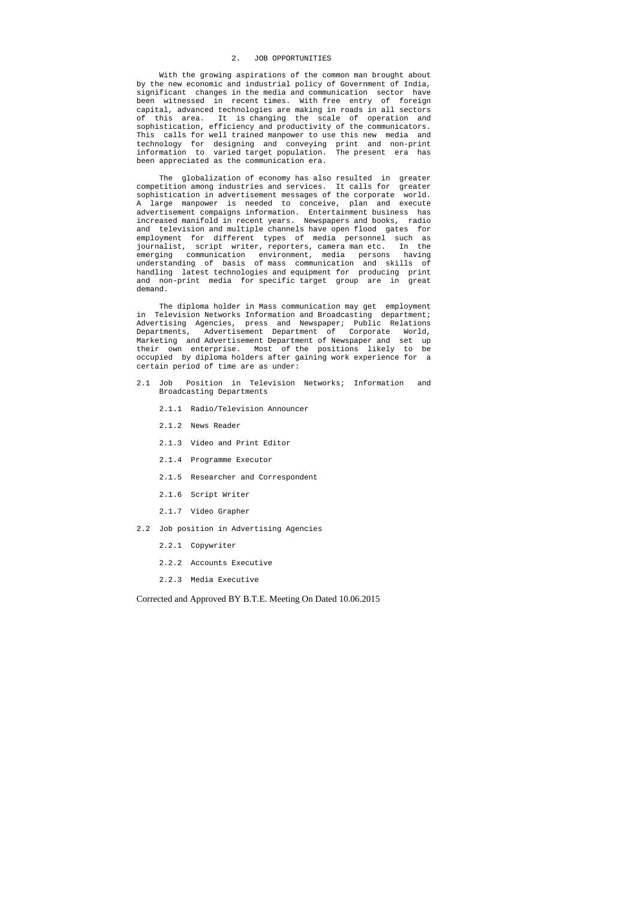## 2. JOB OPPORTUNITIES

With the growing aspirations of the common man brought about by the new economic and industrial policy of Government of India, significant changes in the media and communication sector have been witnessed in recent times. With free entry of foreign capital, advanced technologies are making in roads in all sectors of this area. It is changing the scale of operation and sophistication, efficiency and productivity of the communicators. This calls for well trained manpower to use this new media and technology for designing and conveying print and non-print information to varied target population. The present era has been appreciated as the communication era.

The globalization of economy has also resulted in greater competition among industries and services. It calls for greater sophistication in advertisement messages of the corporate world. A large manpower is needed to conceive, plan and execute advertisement compaigns information. Entertainment business has increased manifold in recent years. Newspapers and books, radio and television and multiple channels have open flood gates for employment for different types of media personnel such as journalist, script writer, reporters, camera man etc. In the emerging communication environment, media persons having understanding of basis of mass communication and skills of handling latest technologies and equipment for producing print and non-print media for specific target group are in great demand.

The diploma holder in Mass communication may get employment in Television Networks Information and Broadcasting department; Advertising Agencies, press and Newspaper; Public Relations Departments, Advertisement Department of Corporate World, Marketing and Advertisement Department of Newspaper and set up their own enterprise. Most of the positions likely to be occupied by diploma holders after gaining work experience for a certain period of time are as under:

2.1 Job Position in Television Networks; Information and Broadcasting Departments

- 2.1.1 Radio/Television Announcer
- 2.1.2 News Reader
- 2.1.3 Video and Print Editor
- 2.1.4 Programme Executor
- 2.1.5 Researcher and Correspondent
- 2.1.6 Script Writer
- 2.1.7 Video Grapher

2.2 Job position in Advertising Agencies

- 2.2.1 Copywriter
- 2.2.2 Accounts Executive
- 2.2.3 Media Executive

Corrected and Approved BY B.T.E. Meeting On Dated 10.06.2015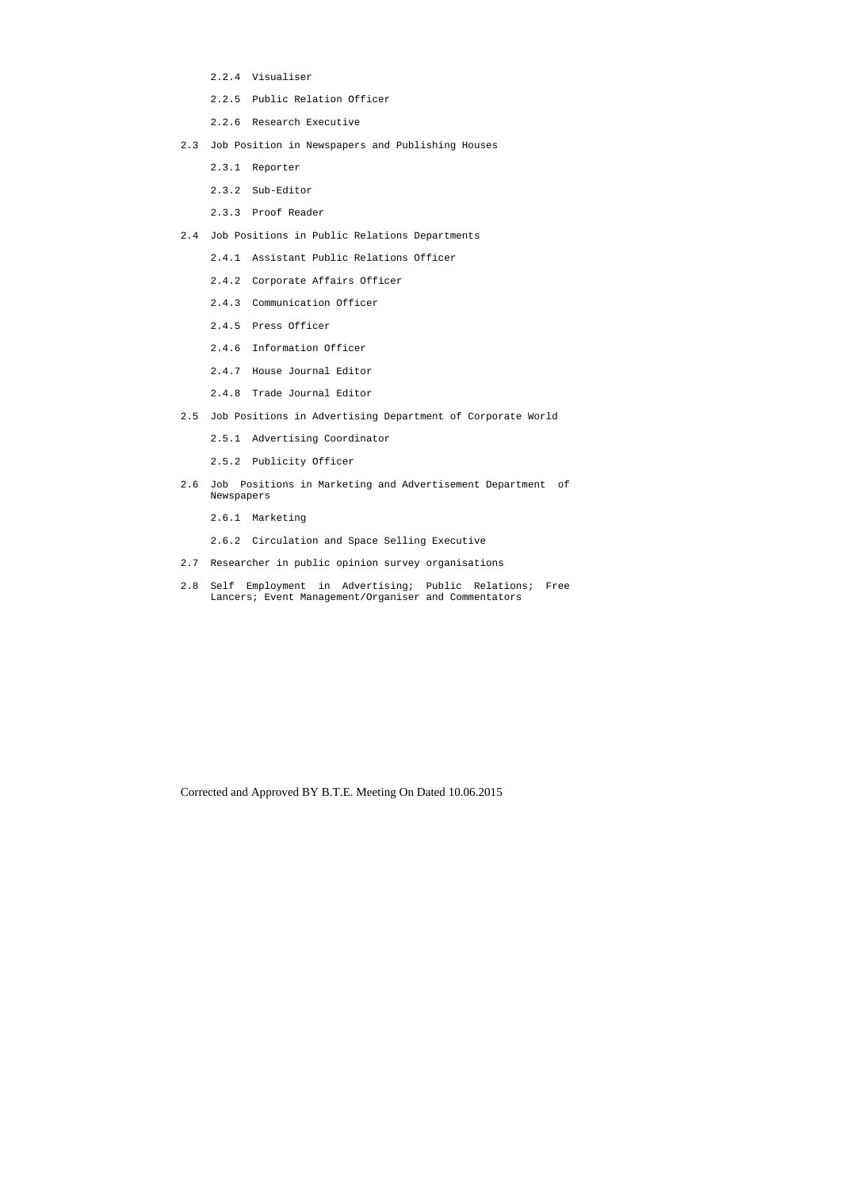- 2.2.4 Visualiser
- 2.2.5 Public Relation Officer
- 2.2.6 Research Executive

2.3 Job Position in Newspapers and Publishing Houses

- 2.3.1 Reporter
- 2.3.2 Sub-Editor
- 2.3.3 Proof Reader

2.4 Job Positions in Public Relations Departments

- 2.4.1 Assistant Public Relations Officer
- 2.4.2 Corporate Affairs Officer
- 2.4.3 Communication Officer
- 2.4.5 Press Officer
- 2.4.6 Information Officer
- 2.4.7 House Journal Editor
- 2.4.8 Trade Journal Editor

2.5 Job Positions in Advertising Department of Corporate World

- 2.5.1 Advertising Coordinator
- 2.5.2 Publicity Officer

2.6 Job Positions in Marketing and Advertisement Department of Newspapers

- 2.6.1 Marketing
- 2.6.2 Circulation and Space Selling Executive

2.7 Researcher in public opinion survey organisations

2.8 Self Employment in Advertising; Public Relations; Free Lancers; Event Management/Organiser and Commentators

Corrected and Approved BY B.T.E. Meeting On Dated 10.06.2015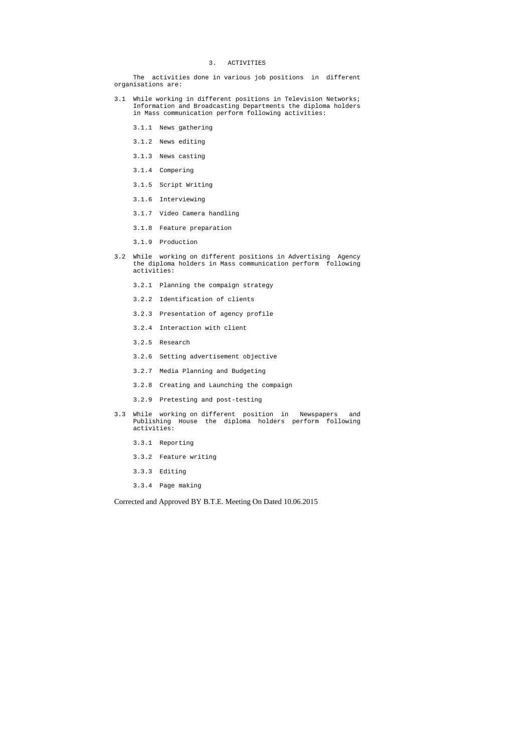## 3. ACTIVITIES

The activities done in various job positions in different organisations are:

3.1 While working in different positions in Television Networks; Information and Broadcasting Departments the diploma holders in Mass communication perform following activities:

- 3.1.1 News gathering
- 3.1.2 News editing
- 3.1.3 News casting
- 3.1.4 Compering
- 3.1.5 Script Writing
- 3.1.6 Interviewing
- 3.1.7 Video Camera handling
- 3.1.8 Feature preparation
- 3.1.9 Production

3.2 While working on different positions in Advertising Agency the diploma holders in Mass communication perform following activities:

- 3.2.1 Planning the compaign strategy
- 3.2.2 Identification of clients
- 3.2.3 Presentation of agency profile
- 3.2.4 Interaction with client
- 3.2.5 Research
- 3.2.6 Setting advertisement objective
- 3.2.7 Media Planning and Budgeting
- 3.2.8 Creating and Launching the compaign
- 3.2.9 Pretesting and post-testing

3.3 While working on different position in Newspapers and Publishing House the diploma holders perform following activities:

- 3.3.1 Reporting
- 3.3.2 Feature writing
- 3.3.3 Editing
- 3.3.4 Page making

Corrected and Approved BY B.T.E. Meeting On Dated 10.06.2015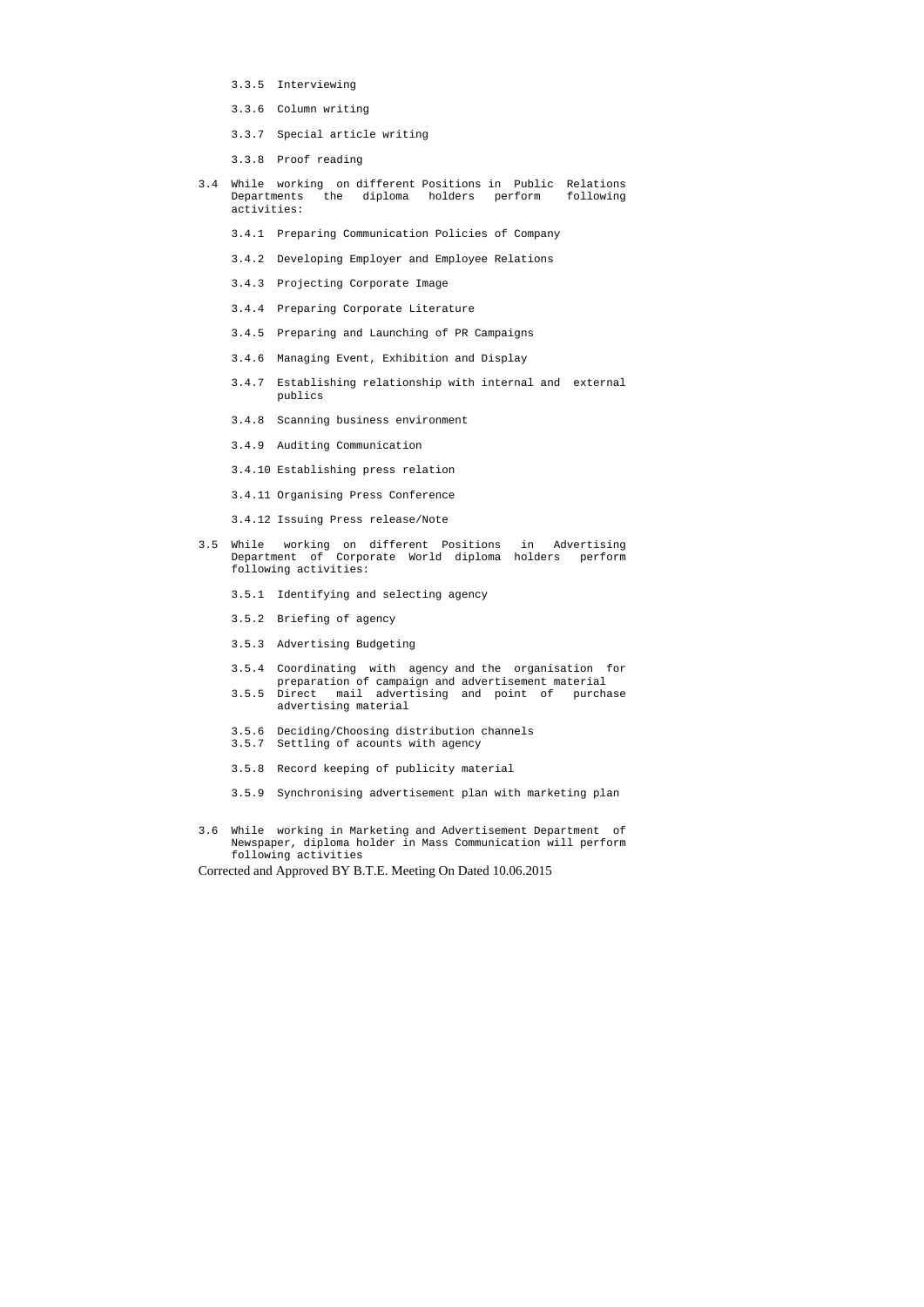3.3.5 Interviewing

3.3.6 Column writing

3.3.7 Special article writing

3.3.8 Proof reading

3.4 While working on different Positions in Public Relations Departments the diploma holders perform following activities:

3.4.1 Preparing Communication Policies of Company

3.4.2 Developing Employer and Employee Relations

3.4.3 Projecting Corporate Image

3.4.4 Preparing Corporate Literature

3.4.5 Preparing and Launching of PR Campaigns

3.4.6 Managing Event, Exhibition and Display

3.4.7 Establishing relationship with internal and external publics

3.4.8 Scanning business environment

3.4.9 Auditing Communication

3.4.10 Establishing press relation

3.4.11 Organising Press Conference

3.4.12 Issuing Press release/Note

3.5 While working on different Positions in Advertising Department of Corporate World diploma holders perform following activities:

3.5.1 Identifying and selecting agency

3.5.2 Briefing of agency

3.5.3 Advertising Budgeting

3.5.4 Coordinating with agency and the organisation for preparation of campaign and advertisement material

3.5.5 Direct mail advertising and point of purchase advertising material

3.5.6 Deciding/Choosing distribution channels

3.5.7 Settling of acounts with agency

3.5.8 Record keeping of publicity material

3.5.9 Synchronising advertisement plan with marketing plan

3.6 While working in Marketing and Advertisement Department of Newspaper, diploma holder in Mass Communication will perform following activities

Corrected and Approved BY B.T.E. Meeting On Dated 10.06.2015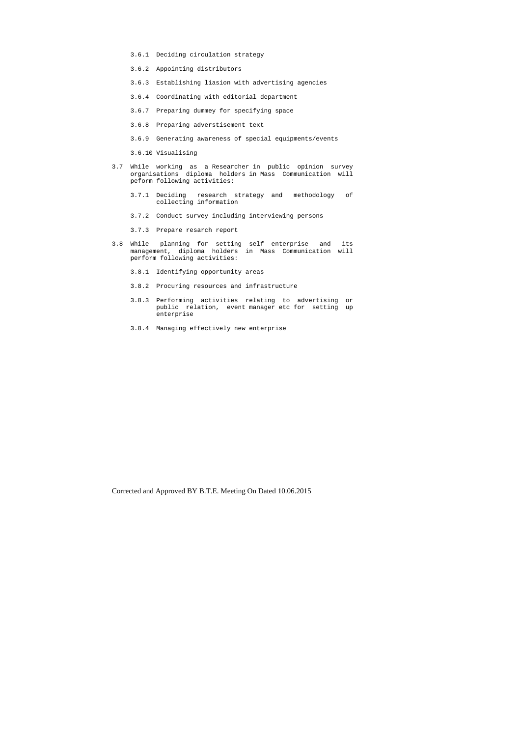- 3.6.1 Deciding circulation strategy
- 3.6.2 Appointing distributors
- 3.6.3 Establishing liasion with advertising agencies
- 3.6.4 Coordinating with editorial department
- 3.6.7 Preparing dummey for specifying space
- 3.6.8 Preparing adverstisement text
- 3.6.9 Generating awareness of special equipments/events
- 3.6.10 Visualising

3.7 While working as a Researcher in public opinion survey organisations diploma holders in Mass Communication will peform following activities:

- 3.7.1 Deciding research strategy and methodology of collecting information
- 3.7.2 Conduct survey including interviewing persons
- 3.7.3 Prepare resarch report

3.8 While planning for setting self enterprise and its management, diploma holders in Mass Communication will perform following activities:

- 3.8.1 Identifying opportunity areas
- 3.8.2 Procuring resources and infrastructure
- 3.8.3 Performing activities relating to advertising or public relation, event manager etc for setting up enterprise
- 3.8.4 Managing effectively new enterprise

Corrected and Approved BY B.T.E. Meeting On Dated 10.06.2015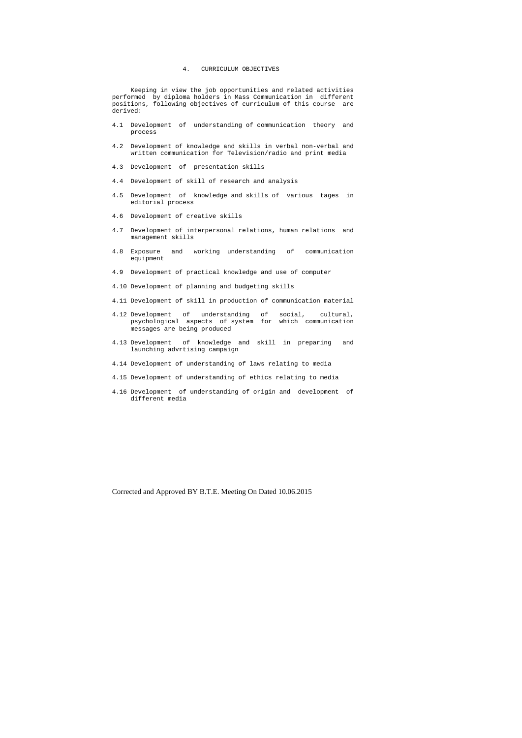# 4. CURRICULUM OBJECTIVES

Keeping in view the job opportunities and related activities performed by diploma holders in Mass Communication in different positions, following objectives of curriculum of this course are derived:

4.1 Development of understanding of communication theory and process

4.2 Development of knowledge and skills in verbal non-verbal and written communication for Television/radio and print media

4.3 Development of presentation skills

4.4 Development of skill of research and analysis

4.5 Development of knowledge and skills of various tages in editorial process

4.6 Development of creative skills

4.7 Development of interpersonal relations, human relations and management skills

4.8 Exposure and working understanding of communication equipment

4.9 Development of practical knowledge and use of computer

4.10 Development of planning and budgeting skills

4.11 Development of skill in production of communication material

4.12 Development of understanding of social, cultural, psychological aspects of system for which communication messages are being produced

4.13 Development of knowledge and skill in preparing and launching advrtising campaign

4.14 Development of understanding of laws relating to media

4.15 Development of understanding of ethics relating to media

4.16 Development of understanding of origin and development of different media

Corrected and Approved BY B.T.E. Meeting On Dated 10.06.2015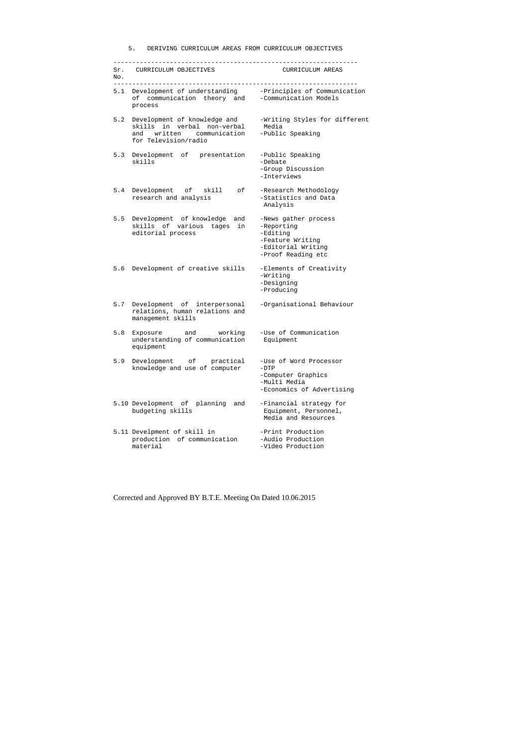## 5. DERIVING CURRICULUM AREAS FROM CURRICULUM OBJECTIVES

| Sr. No. | CURRICULUM OBJECTIVES | CURRICULUM AREAS |
|---|---|---|
| 5.1 | Development of understanding of communication theory and process | -Principles of Communication<br>-Communication Models |
| 5.2 | Development of knowledge and skills in verbal non-verbal and written communication for Television/radio | -Writing Styles for different Media<br>-Public Speaking |
| 5.3 | Development of presentation skills | -Public Speaking<br>-Debate<br>-Group Discussion<br>-Interviews |
| 5.4 | Development of skill of research and analysis | -Research Methodology<br>-Statistics and Data Analysis |
| 5.5 | Development of knowledge and skills of various tages in editorial process | -News gather process<br>-Reporting<br>-Editing<br>-Feature Writing<br>-Editorial Writing<br>-Proof Reading etc |
| 5.6 | Development of creative skills | -Elements of Creativity<br>-Writing<br>-Designing<br>-Producing |
| 5.7 | Development of interpersonal relations, human relations and management skills | -Organisational Behaviour |
| 5.8 | Exposure and working understanding of communication equipment | -Use of Communication Equipment |
| 5.9 | Development of practical knowledge and use of computer | -Use of Word Processor<br>-DTP<br>-Computer Graphics<br>-Multi Media<br>-Economics of Advertising |
| 5.10 | Development of planning and budgeting skills | -Financial strategy for Equipment, Personnel, Media and Resources |
| 5.11 | Develpment of skill in production of communication material | -Print Production<br>-Audio Production<br>-Video Production |

Corrected and Approved BY B.T.E. Meeting On Dated 10.06.2015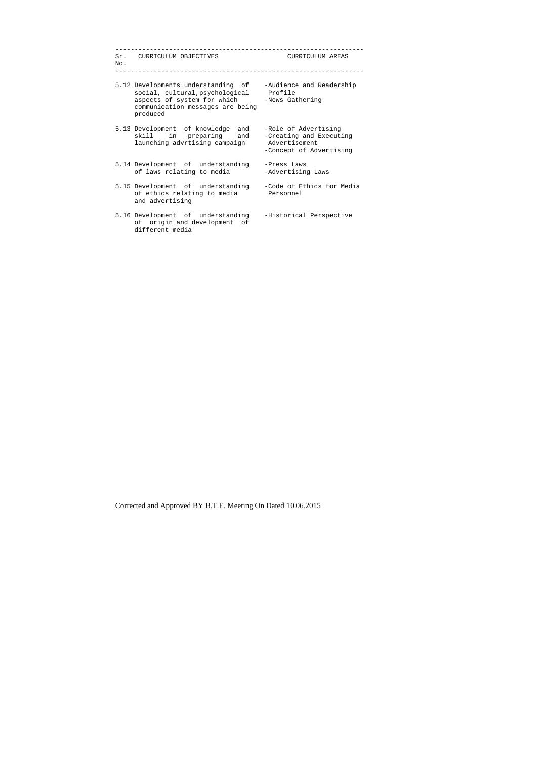| Sr. No. | CURRICULUM OBJECTIVES | CURRICULUM AREAS |
|---|---|---|
| 5.12 | Developments understanding of social, cultural, psychological aspects of system for which communication messages are being produced | -Audience and Readership Profile<br>-News Gathering |
| 5.13 | Development of knowledge and skill in preparing and launching advrtising campaign | -Role of Advertising<br>-Creating and Executing Advertisement<br>-Concept of Advertising |
| 5.14 | Development of understanding of laws relating to media | -Press Laws<br>-Advertising Laws |
| 5.15 | Development of understanding of ethics relating to media and advertising | -Code of Ethics for Media Personnel |
| 5.16 | Development of understanding of origin and development of different media | -Historical Perspective |

Corrected and Approved BY B.T.E. Meeting On Dated 10.06.2015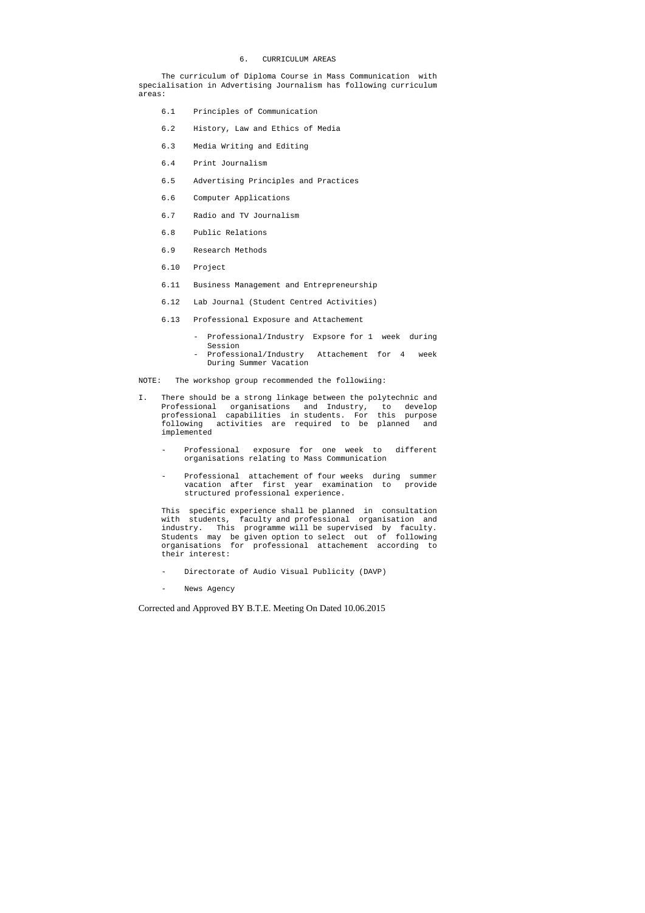## 6. CURRICULUM AREAS

The curriculum of Diploma Course in Mass Communication with specialisation in Advertising Journalism has following curriculum areas:

6.1 Principles of Communication

6.2 History, Law and Ethics of Media

6.3 Media Writing and Editing

6.4 Print Journalism

6.5 Advertising Principles and Practices

6.6 Computer Applications

6.7 Radio and TV Journalism

6.8 Public Relations

6.9 Research Methods

6.10 Project

6.11 Business Management and Entrepreneurship

6.12 Lab Journal (Student Centred Activities)

6.13 Professional Exposure and Attachement

- Professional/Industry Expsore for 1 week during Session
- Professional/Industry Attachement for 4 week During Summer Vacation

NOTE: The workshop group recommended the followiing:

I. There should be a strong linkage between the polytechnic and Professional organisations and Industry, to develop professional capabilities in students. For this purpose following activities are required to be planned and implemented

- Professional exposure for one week to different organisations relating to Mass Communication

- Professional attachement of four weeks during summer vacation after first year examination to provide structured professional experience.

This specific experience shall be planned in consultation with students, faculty and professional organisation and industry. This programme will be supervised by faculty. Students may be given option to select out of following organisations for professional attachement according to their interest:

- Directorate of Audio Visual Publicity (DAVP)

- News Agency

Corrected and Approved BY B.T.E. Meeting On Dated 10.06.2015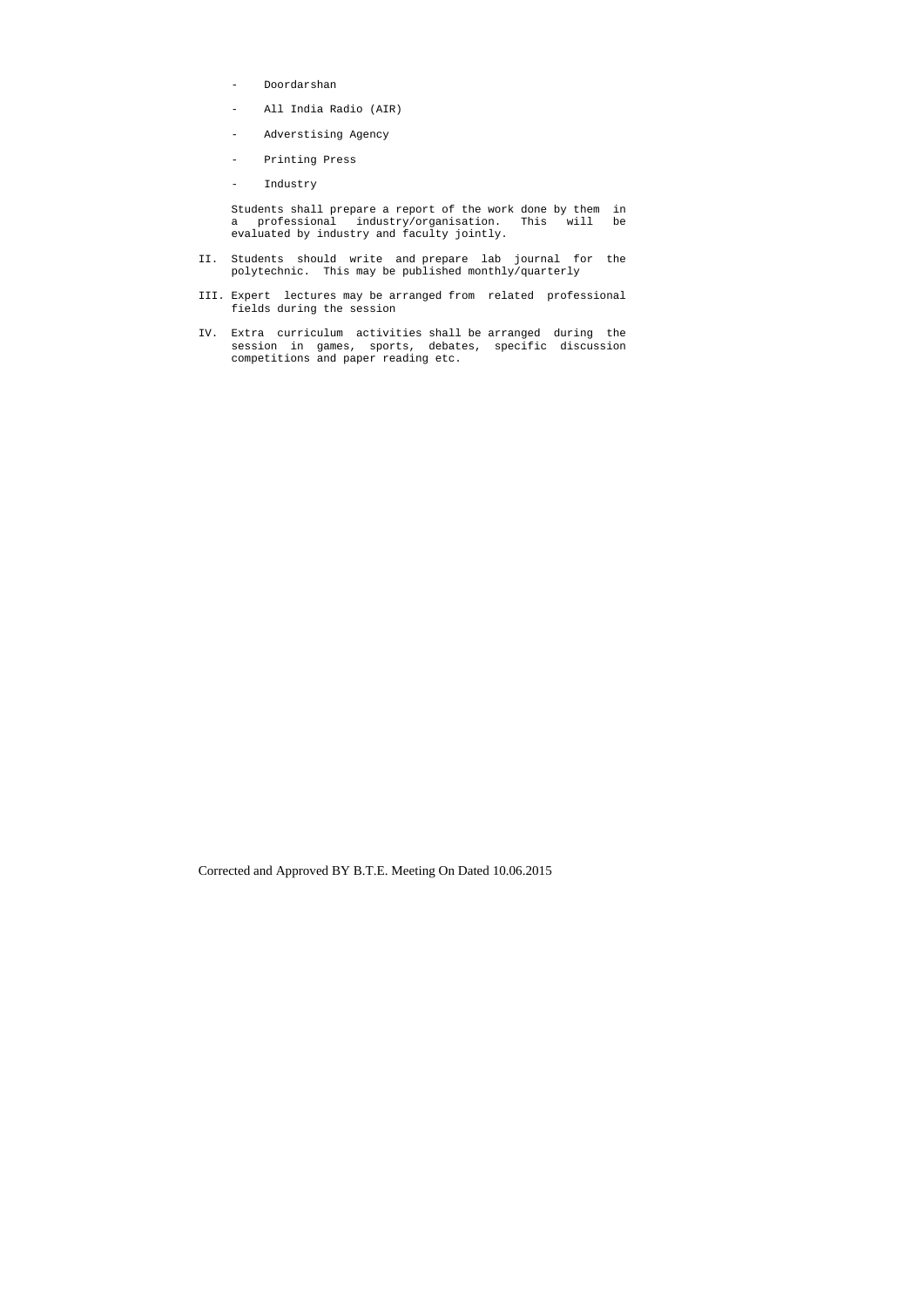- Doordarshan
- All India Radio (AIR)
- Adverstising Agency
- Printing Press
- Industry

Students shall prepare a report of the work done by them in a professional industry/organisation. This will be evaluated by industry and faculty jointly.

II. Students should write and prepare lab journal for the polytechnic. This may be published monthly/quarterly

III. Expert lectures may be arranged from related professional fields during the session

IV. Extra curriculum activities shall be arranged during the session in games, sports, debates, specific discussion competitions and paper reading etc.

Corrected and Approved BY B.T.E. Meeting On Dated 10.06.2015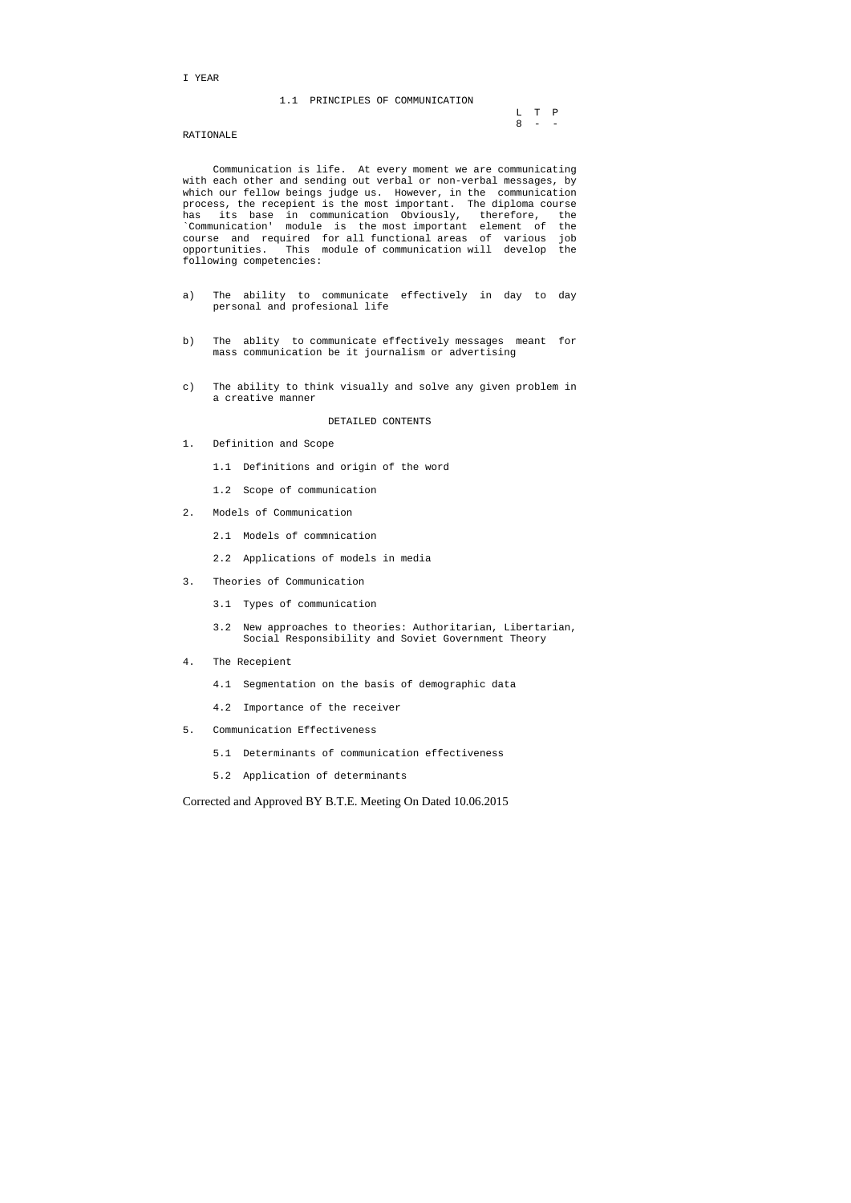I YEAR

## 1.1 PRINCIPLES OF COMMUNICATION

| L | T | P |
|---|---|---|
| 8 | - | - |

### RATIONALE

Communication is life. At every moment we are communicating with each other and sending out verbal or non-verbal messages, by which our fellow beings judge us. However, in the communication process, the recepient is the most important. The diploma course has its base in communication Obviously, therefore, the `Communication' module is the most important element of the course and required for all functional areas of various job opportunities. This module of communication will develop the following competencies:

a) The ability to communicate effectively in day to day personal and profesional life

b) The ablity to communicate effectively messages meant for mass communication be it journalism or advertising

c) The ability to think visually and solve any given problem in a creative manner

### DETAILED CONTENTS

1. Definition and Scope

   1.1 Definitions and origin of the word

   1.2 Scope of communication

2. Models of Communication

   2.1 Models of commnication

   2.2 Applications of models in media

3. Theories of Communication

   3.1 Types of communication

   3.2 New approaches to theories: Authoritarian, Libertarian, Social Responsibility and Soviet Government Theory

4. The Recepient

   4.1 Segmentation on the basis of demographic data

   4.2 Importance of the receiver

5. Communication Effectiveness

   5.1 Determinants of communication effectiveness

   5.2 Application of determinants

Corrected and Approved BY B.T.E. Meeting On Dated 10.06.2015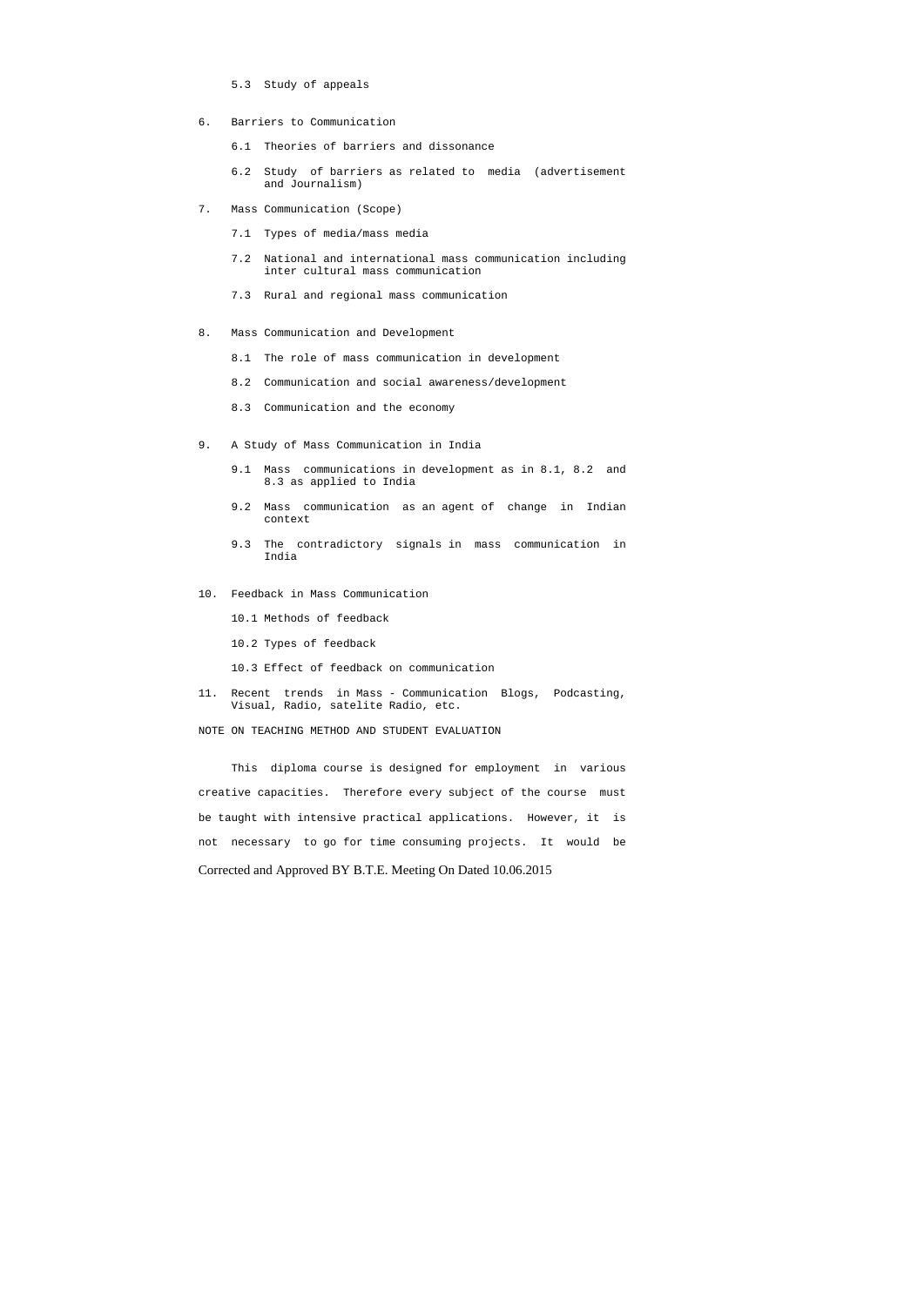5.3 Study of appeals

6. Barriers to Communication

   6.1 Theories of barriers and dissonance

   6.2 Study of barriers as related to media (advertisement and Journalism)

7. Mass Communication (Scope)

   7.1 Types of media/mass media

   7.2 National and international mass communication including inter cultural mass communication

   7.3 Rural and regional mass communication

8. Mass Communication and Development

   8.1 The role of mass communication in development

   8.2 Communication and social awareness/development

   8.3 Communication and the economy

9. A Study of Mass Communication in India

   9.1 Mass communications in development as in 8.1, 8.2 and 8.3 as applied to India

   9.2 Mass communication as an agent of change in Indian context

   9.3 The contradictory signals in mass communication in India

10. Feedback in Mass Communication

   10.1 Methods of feedback

   10.2 Types of feedback

   10.3 Effect of feedback on communication

11. Recent trends in Mass - Communication Blogs, Podcasting, Visual, Radio, satelite Radio, etc.

NOTE ON TEACHING METHOD AND STUDENT EVALUATION

This diploma course is designed for employment in various creative capacities. Therefore every subject of the course must be taught with intensive practical applications. However, it is not necessary to go for time consuming projects. It would be

Corrected and Approved BY B.T.E. Meeting On Dated 10.06.2015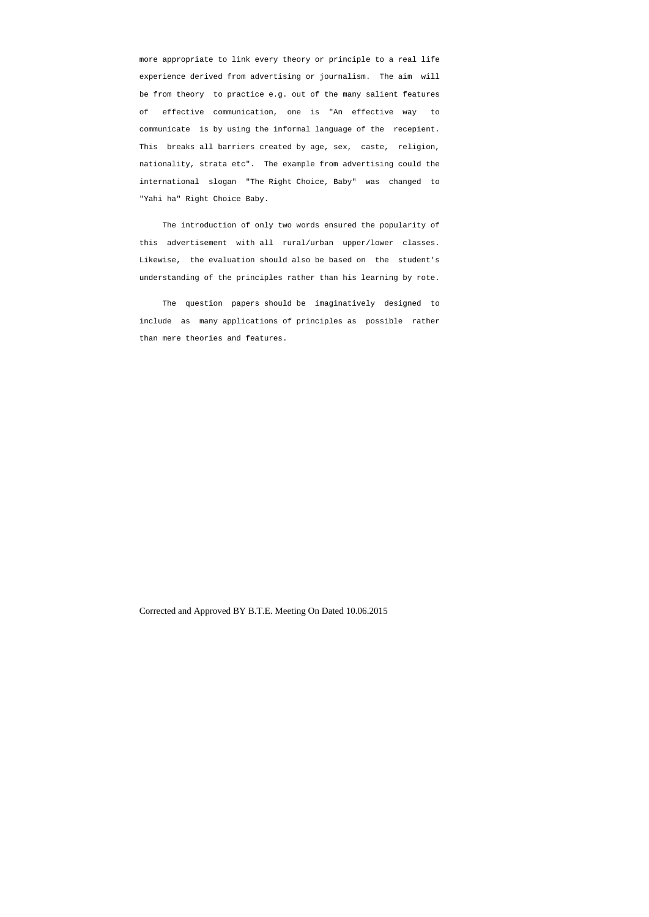more appropriate to link every theory or principle to a real life experience derived from advertising or journalism. The aim will be from theory to practice e.g. out of the many salient features of effective communication, one is "An effective way to communicate is by using the informal language of the recepient. This breaks all barriers created by age, sex, caste, religion, nationality, strata etc". The example from advertising could the international slogan "The Right Choice, Baby" was changed to "Yahi ha" Right Choice Baby.

The introduction of only two words ensured the popularity of this advertisement with all rural/urban upper/lower classes. Likewise, the evaluation should also be based on the student's understanding of the principles rather than his learning by rote.

The question papers should be imaginatively designed to include as many applications of principles as possible rather than mere theories and features.

Corrected and Approved BY B.T.E. Meeting On Dated 10.06.2015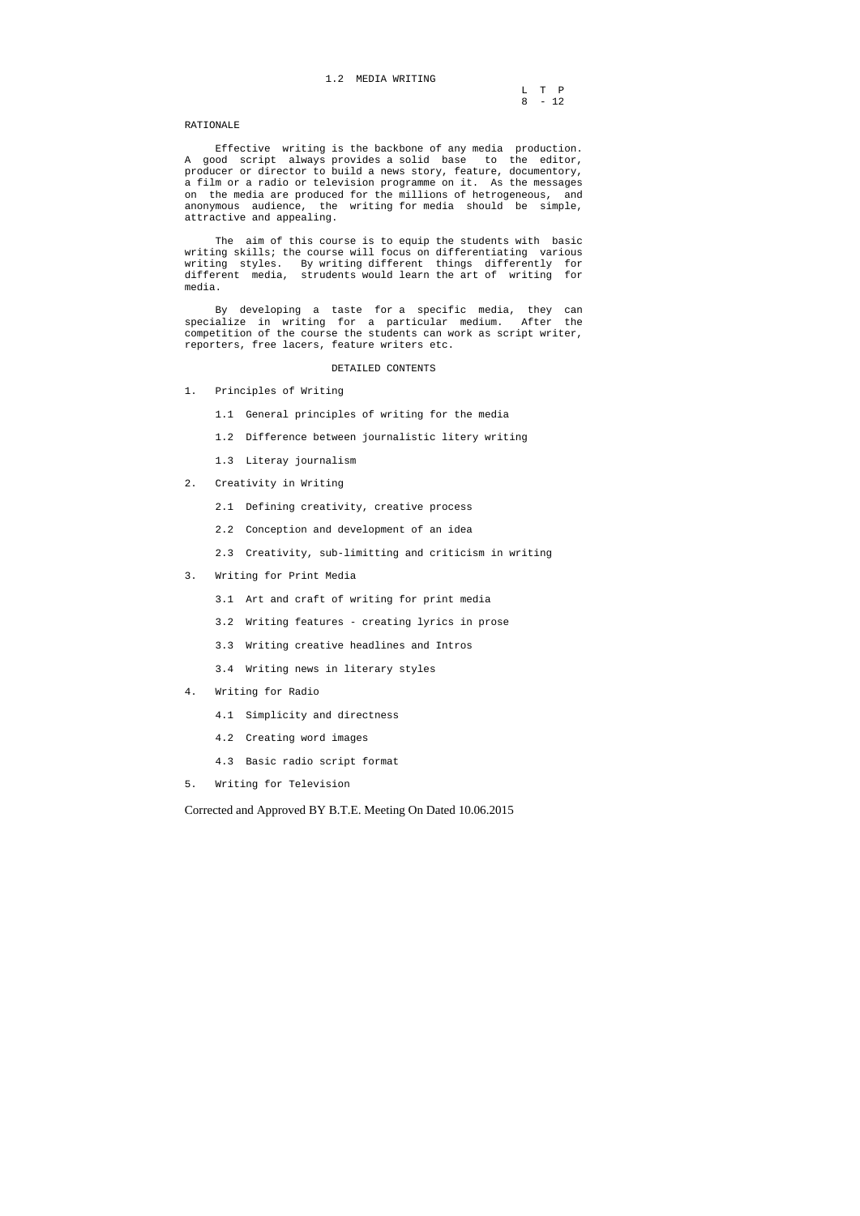## 1.2 MEDIA WRITING

| L | T | P |
|---|---|---|
| 8 | - | 12 |

### RATIONALE

Effective writing is the backbone of any media production. A good script always provides a solid base to the editor, producer or director to build a news story, feature, documentory, a film or a radio or television programme on it. As the messages on the media are produced for the millions of hetrogeneous, and anonymous audience, the writing for media should be simple, attractive and appealing.

The aim of this course is to equip the students with basic writing skills; the course will focus on differentiating various writing styles. By writing different things differently for different media, strudents would learn the art of writing for media.

By developing a taste for a specific media, they can specialize in writing for a particular medium. After the competition of the course the students can work as script writer, reporters, free lacers, feature writers etc.

### DETAILED CONTENTS

1. Principles of Writing
   - 1.1 General principles of writing for the media
   - 1.2 Difference between journalistic litery writing
   - 1.3 Literay journalism
2. Creativity in Writing
   - 2.1 Defining creativity, creative process
   - 2.2 Conception and development of an idea
   - 2.3 Creativity, sub-limitting and criticism in writing
3. Writing for Print Media
   - 3.1 Art and craft of writing for print media
   - 3.2 Writing features - creating lyrics in prose
   - 3.3 Writing creative headlines and Intros
   - 3.4 Writing news in literary styles
4. Writing for Radio
   - 4.1 Simplicity and directness
   - 4.2 Creating word images
   - 4.3 Basic radio script format
5. Writing for Television

Corrected and Approved BY B.T.E. Meeting On Dated 10.06.2015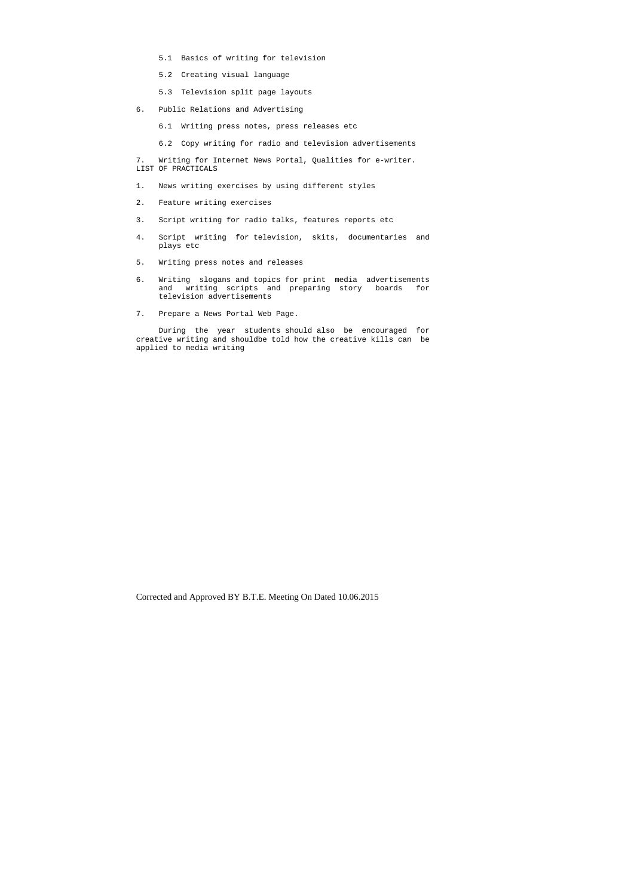5.1 Basics of writing for television

   5.2 Creating visual language

   5.3 Television split page layouts

6. Public Relations and Advertising

   6.1 Writing press notes, press releases etc

   6.2 Copy writing for radio and television advertisements

7. Writing for Internet News Portal, Qualities for e-writer.

LIST OF PRACTICALS

1. News writing exercises by using different styles

2. Feature writing exercises

3. Script writing for radio talks, features reports etc

4. Script writing for television, skits, documentaries and plays etc

5. Writing press notes and releases

6. Writing slogans and topics for print media advertisements and writing scripts and preparing story boards for television advertisements

7. Prepare a News Portal Web Page.

During the year students should also be encouraged for creative writing and shouldbe told how the creative kills can be applied to media writing

Corrected and Approved BY B.T.E. Meeting On Dated 10.06.2015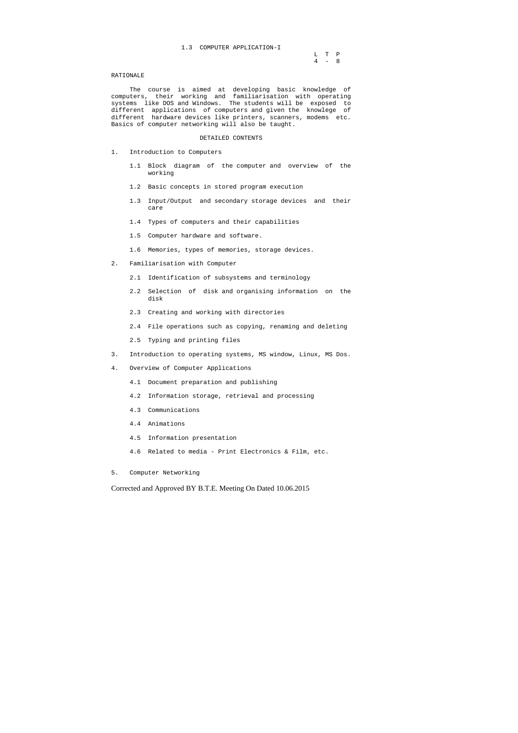## 1.3 COMPUTER APPLICATION-I

| L | T | P |
|---|---|---|
| 4 | - | 8 |

### RATIONALE

The course is aimed at developing basic knowledge of computers, their working and familiarisation with operating systems like DOS and Windows. The students will be exposed to different applications of computers and given the knowlege of different hardware devices like printers, scanners, modems etc. Basics of computer networking will also be taught.

### DETAILED CONTENTS

1. Introduction to Computers

   1.1 Block diagram of the computer and overview of the working

   1.2 Basic concepts in stored program execution

   1.3 Input/Output and secondary storage devices and their care

   1.4 Types of computers and their capabilities

   1.5 Computer hardware and software.

   1.6 Memories, types of memories, storage devices.

2. Familiarisation with Computer

   2.1 Identification of subsystems and terminology

   2.2 Selection of disk and organising information on the disk

   2.3 Creating and working with directories

   2.4 File operations such as copying, renaming and deleting

   2.5 Typing and printing files

3. Introduction to operating systems, MS window, Linux, MS Dos.

4. Overview of Computer Applications

   4.1 Document preparation and publishing

   4.2 Information storage, retrieval and processing

   4.3 Communications

   4.4 Animations

   4.5 Information presentation

   4.6 Related to media - Print Electronics & Film, etc.

5. Computer Networking

Corrected and Approved BY B.T.E. Meeting On Dated 10.06.2015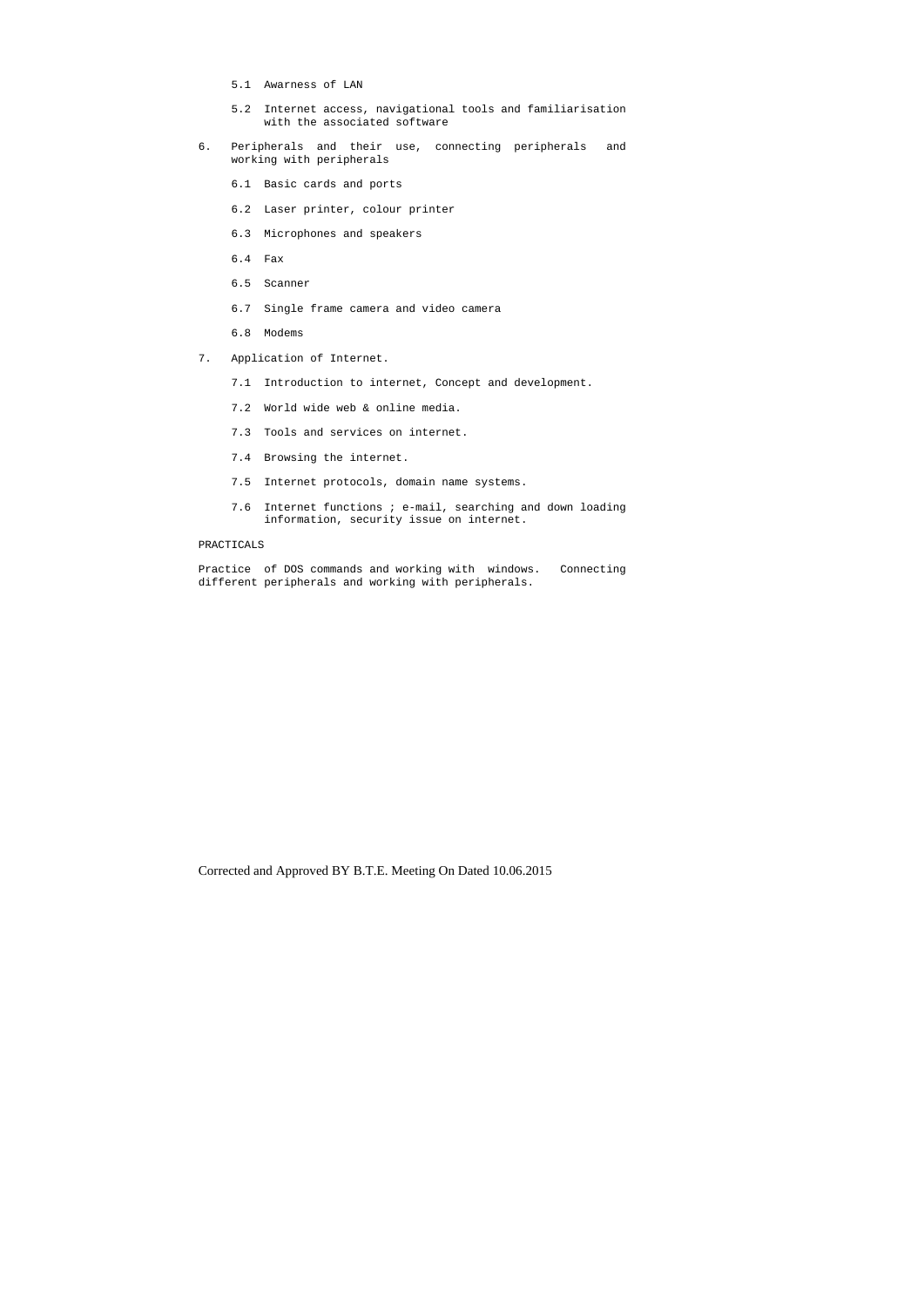5.1 Awarness of LAN

5.2 Internet access, navigational tools and familiarisation with the associated software

6. Peripherals and their use, connecting peripherals and working with peripherals

   6.1 Basic cards and ports

   6.2 Laser printer, colour printer

   6.3 Microphones and speakers

   6.4 Fax

   6.5 Scanner

   6.7 Single frame camera and video camera

   6.8 Modems

7. Application of Internet.

   7.1 Introduction to internet, Concept and development.

   7.2 World wide web & online media.

   7.3 Tools and services on internet.

   7.4 Browsing the internet.

   7.5 Internet protocols, domain name systems.

   7.6 Internet functions ; e-mail, searching and down loading information, security issue on internet.

PRACTICALS

Practice of DOS commands and working with windows. Connecting different peripherals and working with peripherals.

Corrected and Approved BY B.T.E. Meeting On Dated 10.06.2015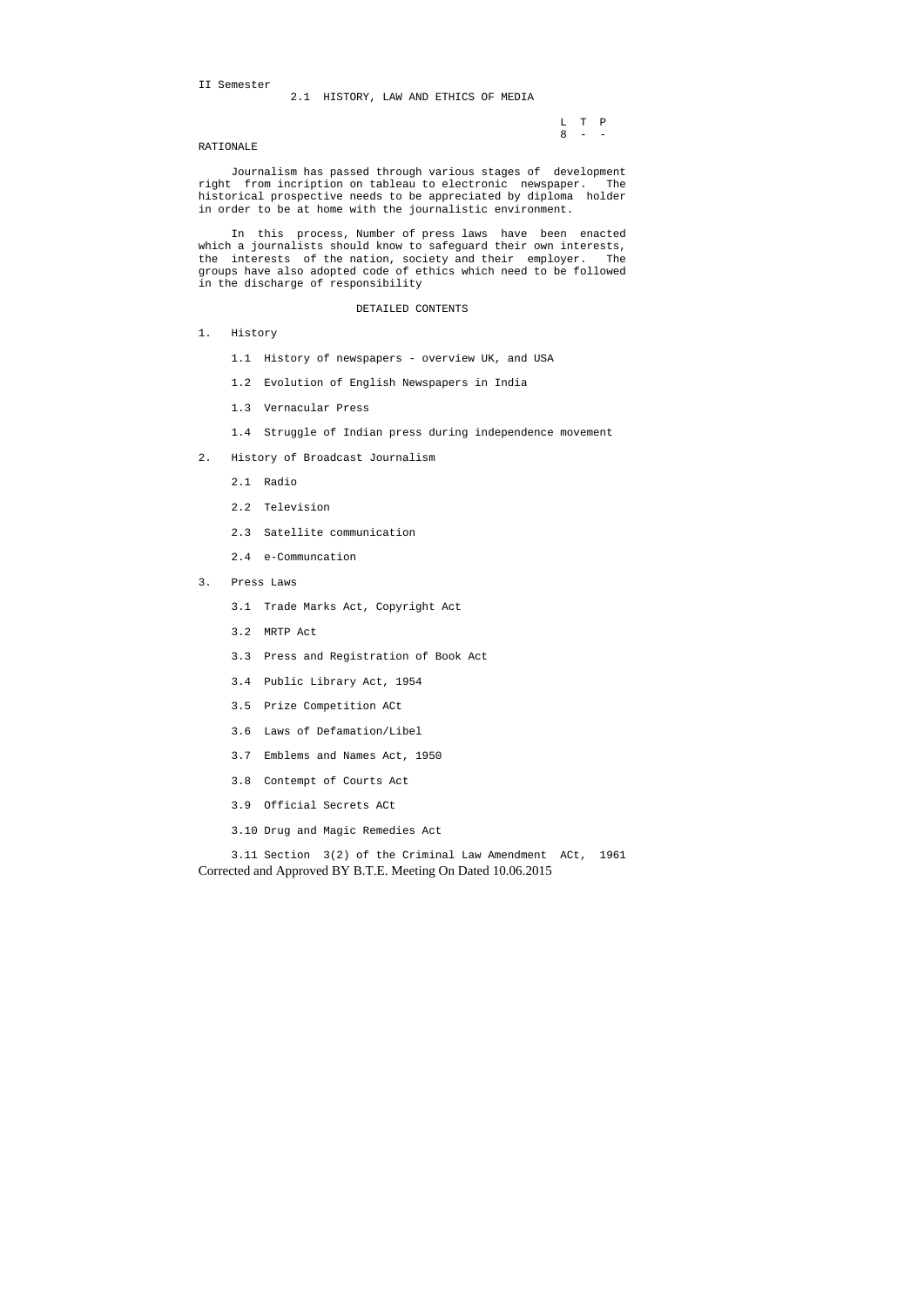II Semester

## 2.1 HISTORY, LAW AND ETHICS OF MEDIA

| L | T | P |
|---|---|---|
| 8 | - | - |

RATIONALE

Journalism has passed through various stages of development right from incription on tableau to electronic newspaper. The historical prospective needs to be appreciated by diploma holder in order to be at home with the journalistic environment.

In this process, Number of press laws have been enacted which a journalists should know to safeguard their own interests, the interests of the nation, society and their employer. The groups have also adopted code of ethics which need to be followed in the discharge of responsibility

DETAILED CONTENTS

1. History

    1.1 History of newspapers - overview UK, and USA

    1.2 Evolution of English Newspapers in India

    1.3 Vernacular Press

    1.4 Struggle of Indian press during independence movement

2. History of Broadcast Journalism

    2.1 Radio

    2.2 Television

    2.3 Satellite communication

    2.4 e-Communcation

3. Press Laws

    3.1 Trade Marks Act, Copyright Act

    3.2 MRTP Act

    3.3 Press and Registration of Book Act

    3.4 Public Library Act, 1954

    3.5 Prize Competition ACt

    3.6 Laws of Defamation/Libel

    3.7 Emblems and Names Act, 1950

    3.8 Contempt of Courts Act

    3.9 Official Secrets ACt

    3.10 Drug and Magic Remedies Act

    3.11 Section 3(2) of the Criminal Law Amendment ACt, 1961

Corrected and Approved BY B.T.E. Meeting On Dated 10.06.2015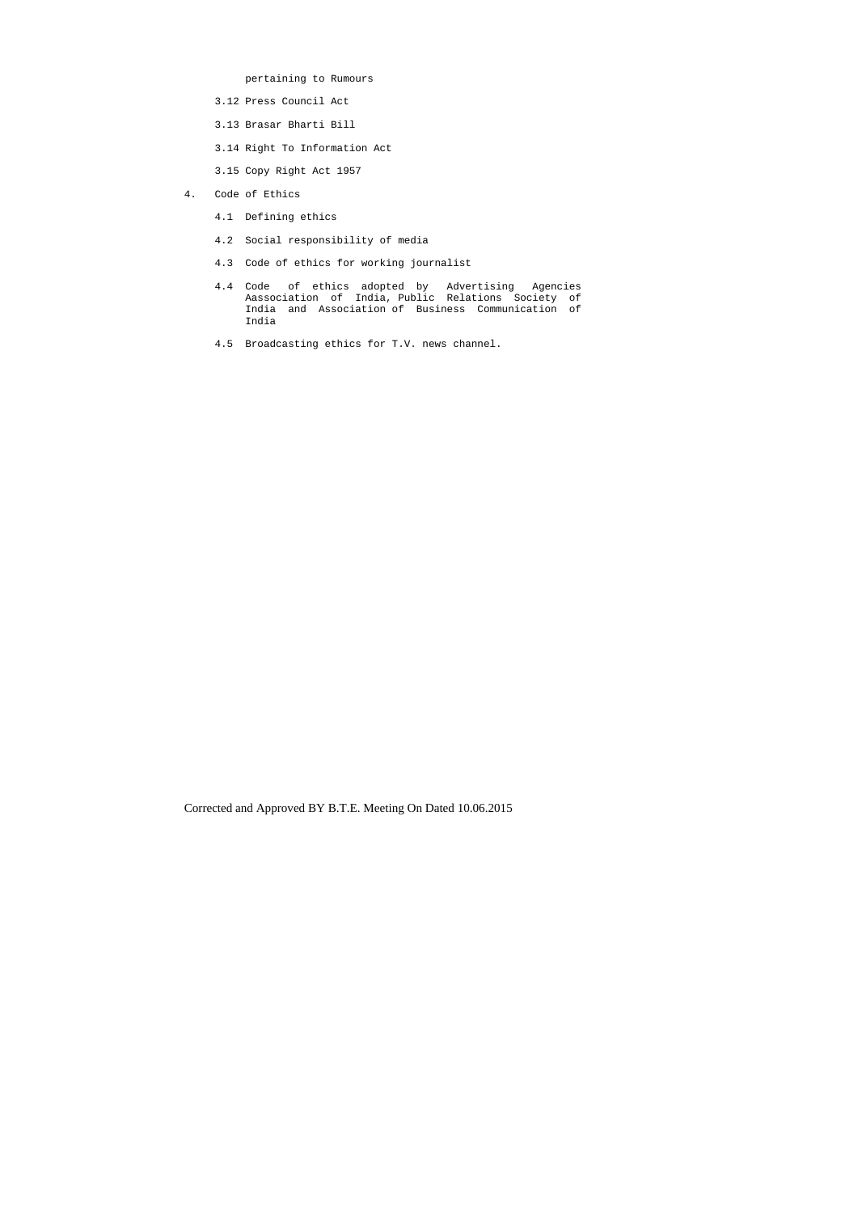pertaining to Rumours

3.12 Press Council Act

3.13 Brasar Bharti Bill

3.14 Right To Information Act

3.15 Copy Right Act 1957

4. Code of Ethics

   4.1 Defining ethics

   4.2 Social responsibility of media

   4.3 Code of ethics for working journalist

   4.4 Code of ethics adopted by Advertising Agencies Aassociation of India, Public Relations Society of India and Association of Business Communication of India

   4.5 Broadcasting ethics for T.V. news channel.

Corrected and Approved BY B.T.E. Meeting On Dated 10.06.2015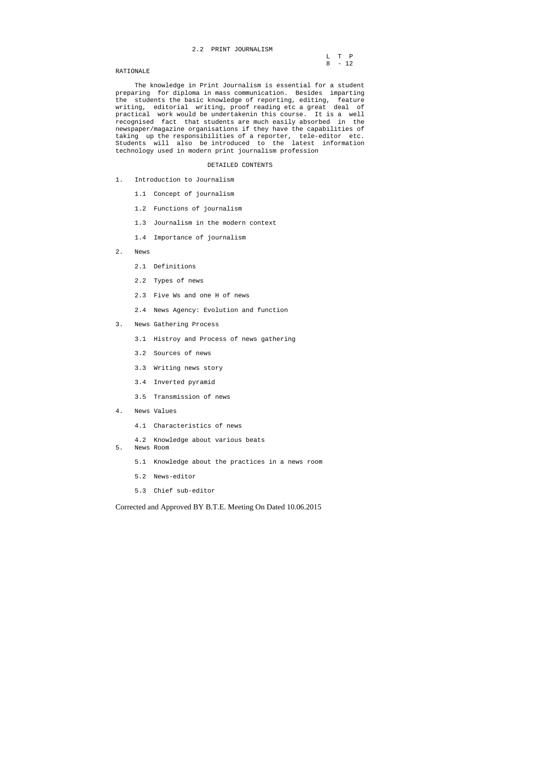## 2.2 PRINT JOURNALISM

| L | T | P |
|---|---|---|
| 8 | - | 12 |

RATIONALE

The knowledge in Print Journalism is essential for a student preparing for diploma in mass communication. Besides imparting the students the basic knowledge of reporting, editing, feature writing, editorial writing, proof reading etc a great deal of practical work would be undertakenin this course. It is a well recognised fact that students are much easily absorbed in the newspaper/magazine organisations if they have the capabilities of taking up the responsibilities of a reporter, tele-editor etc. Students will also be introduced to the latest information technology used in modern print journalism profession

DETAILED CONTENTS

1. Introduction to Journalism
   - 1.1 Concept of journalism
   - 1.2 Functions of journalism
   - 1.3 Journalism in the modern context
   - 1.4 Importance of journalism

2. News
   - 2.1 Definitions
   - 2.2 Types of news
   - 2.3 Five Ws and one H of news
   - 2.4 News Agency: Evolution and function

3. News Gathering Process
   - 3.1 Histroy and Process of news gathering
   - 3.2 Sources of news
   - 3.3 Writing news story
   - 3.4 Inverted pyramid
   - 3.5 Transmission of news

4. News Values
   - 4.1 Characteristics of news
   - 4.2 Knowledge about various beats

5. News Room
   - 5.1 Knowledge about the practices in a news room
   - 5.2 News-editor
   - 5.3 Chief sub-editor

Corrected and Approved BY B.T.E. Meeting On Dated 10.06.2015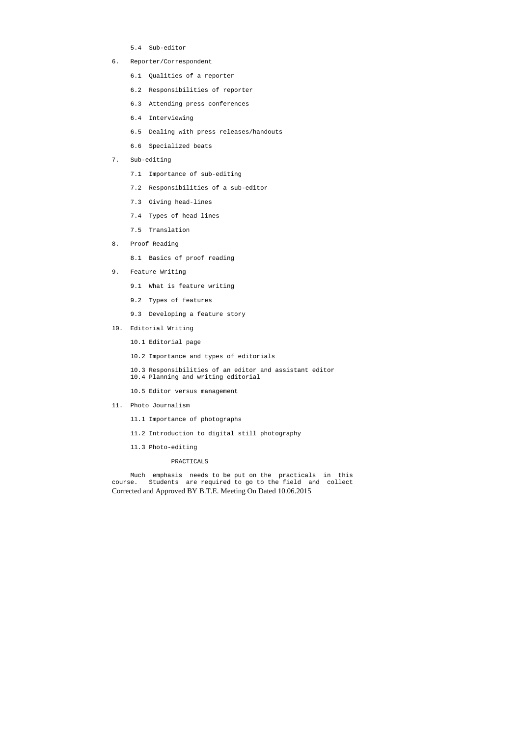5.4 Sub-editor

6. Reporter/Correspondent

   6.1 Qualities of a reporter

   6.2 Responsibilities of reporter

   6.3 Attending press conferences

   6.4 Interviewing

   6.5 Dealing with press releases/handouts

   6.6 Specialized beats

7. Sub-editing

   7.1 Importance of sub-editing

   7.2 Responsibilities of a sub-editor

   7.3 Giving head-lines

   7.4 Types of head lines

   7.5 Translation

8. Proof Reading

   8.1 Basics of proof reading

9. Feature Writing

   9.1 What is feature writing

   9.2 Types of features

   9.3 Developing a feature story

10. Editorial Writing

    10.1 Editorial page

    10.2 Importance and types of editorials

    10.3 Responsibilities of an editor and assistant editor
    10.4 Planning and writing editorial

    10.5 Editor versus management

11. Photo Journalism

    11.1 Importance of photographs

    11.2 Introduction to digital still photography

    11.3 Photo-editing

PRACTICALS

Much emphasis needs to be put on the practicals in this course. Students are required to go to the field and collect

Corrected and Approved BY B.T.E. Meeting On Dated 10.06.2015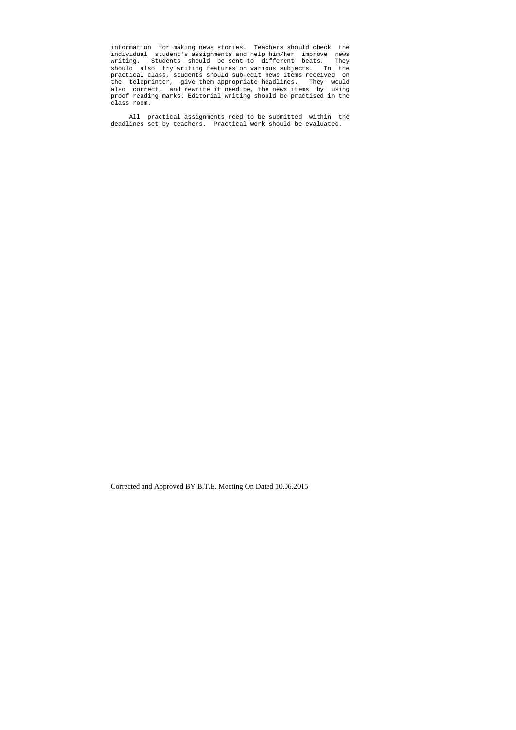information for making news stories. Teachers should check the individual student's assignments and help him/her improve news writing. Students should be sent to different beats. They should also try writing features on various subjects. In the practical class, students should sub-edit news items received on the teleprinter, give them appropriate headlines. They would also correct, and rewrite if need be, the news items by using proof reading marks. Editorial writing should be practised in the class room.

All practical assignments need to be submitted within the deadlines set by teachers. Practical work should be evaluated.

Corrected and Approved BY B.T.E. Meeting On Dated 10.06.2015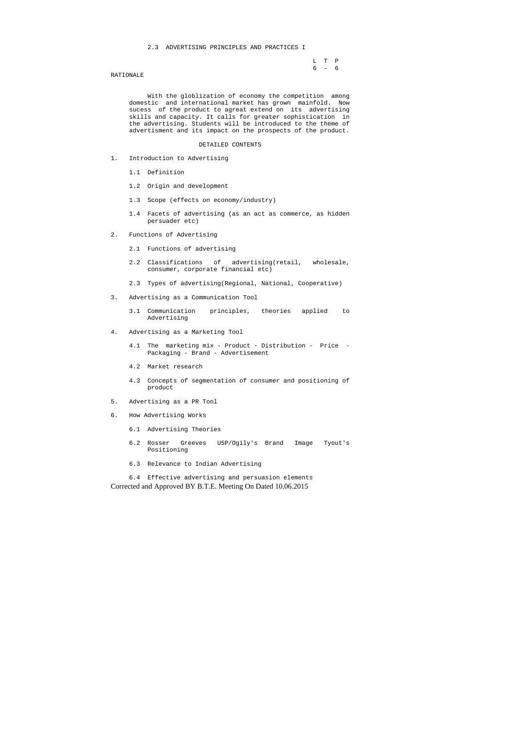## 2.3 ADVERTISING PRINCIPLES AND PRACTICES I

| L | T | P |
|---|---|---|
| 6 | - | 6 |

RATIONALE

With the globlization of economy the competition among domestic and international market has grown mainfold. Now sucess of the product to agreat extend on its advertising skills and capacity. It calls for greater sophistication in the advertising. Students will be introduced to the theme of advertisment and its impact on the prospects of the product.

DETAILED CONTENTS

1. Introduction to Advertising
   - 1.1 Definition
   - 1.2 Origin and development
   - 1.3 Scope (effects on economy/industry)
   - 1.4 Facets of advertising (as an act as commerce, as hidden persuader etc)
2. Functions of Advertising
   - 2.1 Functions of advertising
   - 2.2 Classifications of advertising(retail, wholesale, consumer, corporate financial etc)
   - 2.3 Types of advertising(Regional, National, Cooperative)
3. Advertising as a Communication Tool
   - 3.1 Communication principles, theories applied to Advertising
4. Advertising as a Marketing Tool
   - 4.1 The marketing mix - Product - Distribution - Price - Packaging - Brand - Advertisement
   - 4.2 Market research
   - 4.3 Concepts of segmentation of consumer and positioning of product
5. Advertising as a PR Tool
6. How Advertising Works
   - 6.1 Advertising Theories
   - 6.2 Rosser Greeves USP/Ogily's Brand Image Tyout's Positioning
   - 6.3 Relevance to Indian Advertising
   - 6.4 Effective advertising and persuasion elements

Corrected and Approved BY B.T.E. Meeting On Dated 10.06.2015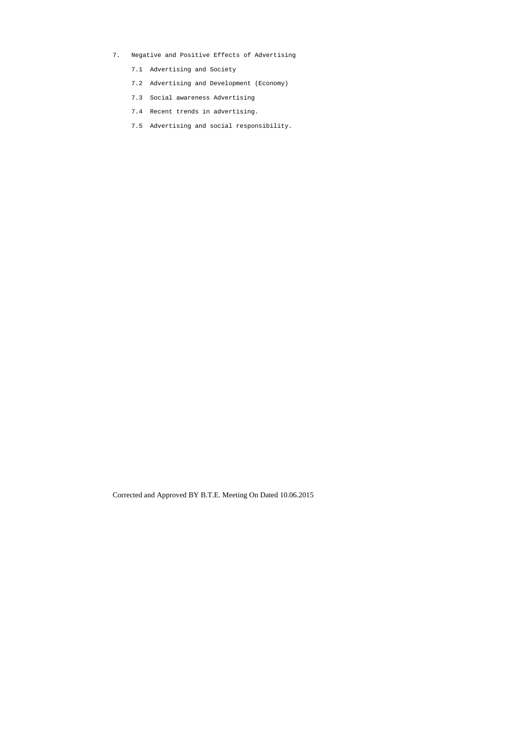7. Negative and Positive Effects of Advertising
   - 7.1 Advertising and Society
   - 7.2 Advertising and Development (Economy)
   - 7.3 Social awareness Advertising
   - 7.4 Recent trends in advertising.
   - 7.5 Advertising and social responsibility.

Corrected and Approved BY B.T.E. Meeting On Dated 10.06.2015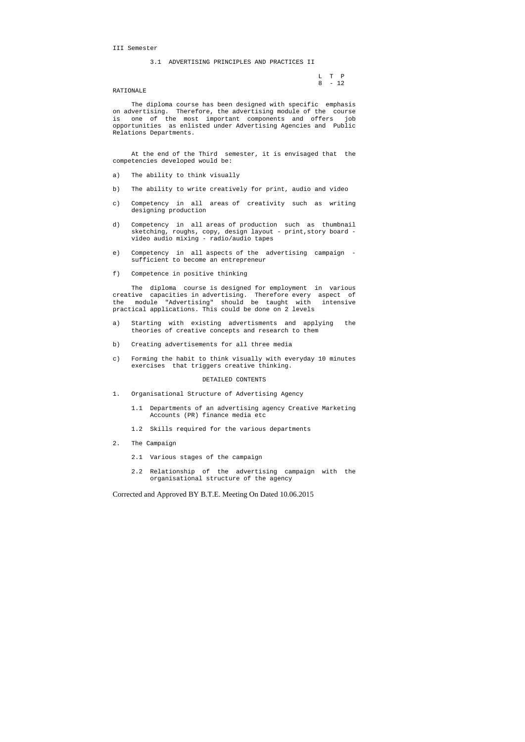III Semester

## 3.1 ADVERTISING PRINCIPLES AND PRACTICES II

| L | T | P |
|---|---|---|
| 8 | - | 12 |

### RATIONALE

The diploma course has been designed with specific emphasis on advertising. Therefore, the advertising module of the course is one of the most important components and offers job opportunities as enlisted under Advertising Agencies and Public Relations Departments.

At the end of the Third semester, it is envisaged that the competencies developed would be:

a) The ability to think visually

b) The ability to write creatively for print, audio and video

c) Competency in all areas of creativity such as writing designing production

d) Competency in all areas of production such as thumbnail sketching, roughs, copy, design layout - print,story board - video audio mixing - radio/audio tapes

e) Competency in all aspects of the advertising campaign - sufficient to become an entrepreneur

f) Competence in positive thinking

The diploma course is designed for employment in various creative capacities in advertising. Therefore every aspect of the module "Advertising" should be taught with intensive practical applications. This could be done on 2 levels

a) Starting with existing advertisments and applying the theories of creative concepts and research to them

b) Creating advertisements for all three media

c) Forming the habit to think visually with everyday 10 minutes exercises that triggers creative thinking.

### DETAILED CONTENTS

1. Organisational Structure of Advertising Agency

   1.1 Departments of an advertising agency Creative Marketing Accounts (PR) finance media etc

   1.2 Skills required for the various departments

2. The Campaign

   2.1 Various stages of the campaign

   2.2 Relationship of the advertising campaign with the organisational structure of the agency

Corrected and Approved BY B.T.E. Meeting On Dated 10.06.2015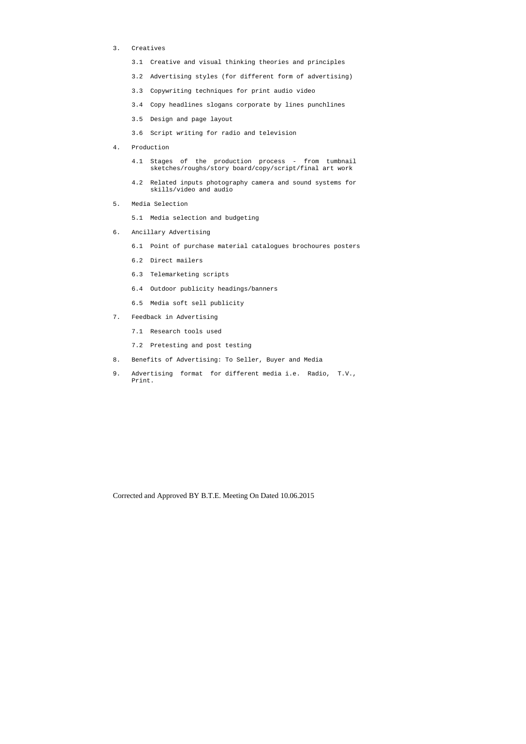3. Creatives

   3.1 Creative and visual thinking theories and principles

   3.2 Advertising styles (for different form of advertising)

   3.3 Copywriting techniques for print audio video

   3.4 Copy headlines slogans corporate by lines punchlines

   3.5 Design and page layout

   3.6 Script writing for radio and television

4. Production

   4.1 Stages of the production process - from tumbnail sketches/roughs/story board/copy/script/final art work

   4.2 Related inputs photography camera and sound systems for skills/video and audio

5. Media Selection

   5.1 Media selection and budgeting

6. Ancillary Advertising

   6.1 Point of purchase material catalogues brochoures posters

   6.2 Direct mailers

   6.3 Telemarketing scripts

   6.4 Outdoor publicity headings/banners

   6.5 Media soft sell publicity

7. Feedback in Advertising

   7.1 Research tools used

   7.2 Pretesting and post testing

8. Benefits of Advertising: To Seller, Buyer and Media

9. Advertising format for different media i.e. Radio, T.V., Print.

Corrected and Approved BY B.T.E. Meeting On Dated 10.06.2015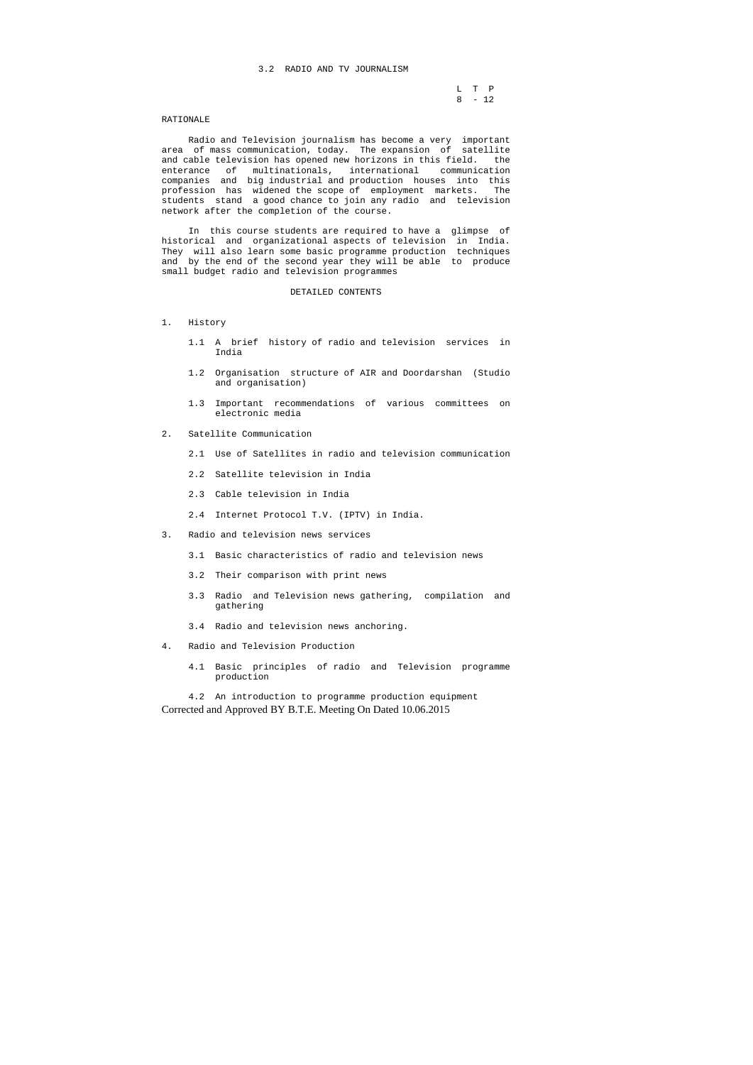## 3.2 RADIO AND TV JOURNALISM

| L | T | P |
|---|---|---|
| 8 | - | 12 |

### RATIONALE

Radio and Television journalism has become a very important area of mass communication, today. The expansion of satellite and cable television has opened new horizons in this field. the enterance of multinationals, international communication companies and big industrial and production houses into this profession has widened the scope of employment markets. The students stand a good chance to join any radio and television network after the completion of the course.

In this course students are required to have a glimpse of historical and organizational aspects of television in India. They will also learn some basic programme production techniques and by the end of the second year they will be able to produce small budget radio and television programmes

### DETAILED CONTENTS

1. History

   1.1 A brief history of radio and television services in India

   1.2 Organisation structure of AIR and Doordarshan (Studio and organisation)

   1.3 Important recommendations of various committees on electronic media

2. Satellite Communication

   2.1 Use of Satellites in radio and television communication

   2.2 Satellite television in India

   2.3 Cable television in India

   2.4 Internet Protocol T.V. (IPTV) in India.

3. Radio and television news services

   3.1 Basic characteristics of radio and television news

   3.2 Their comparison with print news

   3.3 Radio and Television news gathering, compilation and gathering

   3.4 Radio and television news anchoring.

4. Radio and Television Production

   4.1 Basic principles of radio and Television programme production

   4.2 An introduction to programme production equipment

Corrected and Approved BY B.T.E. Meeting On Dated 10.06.2015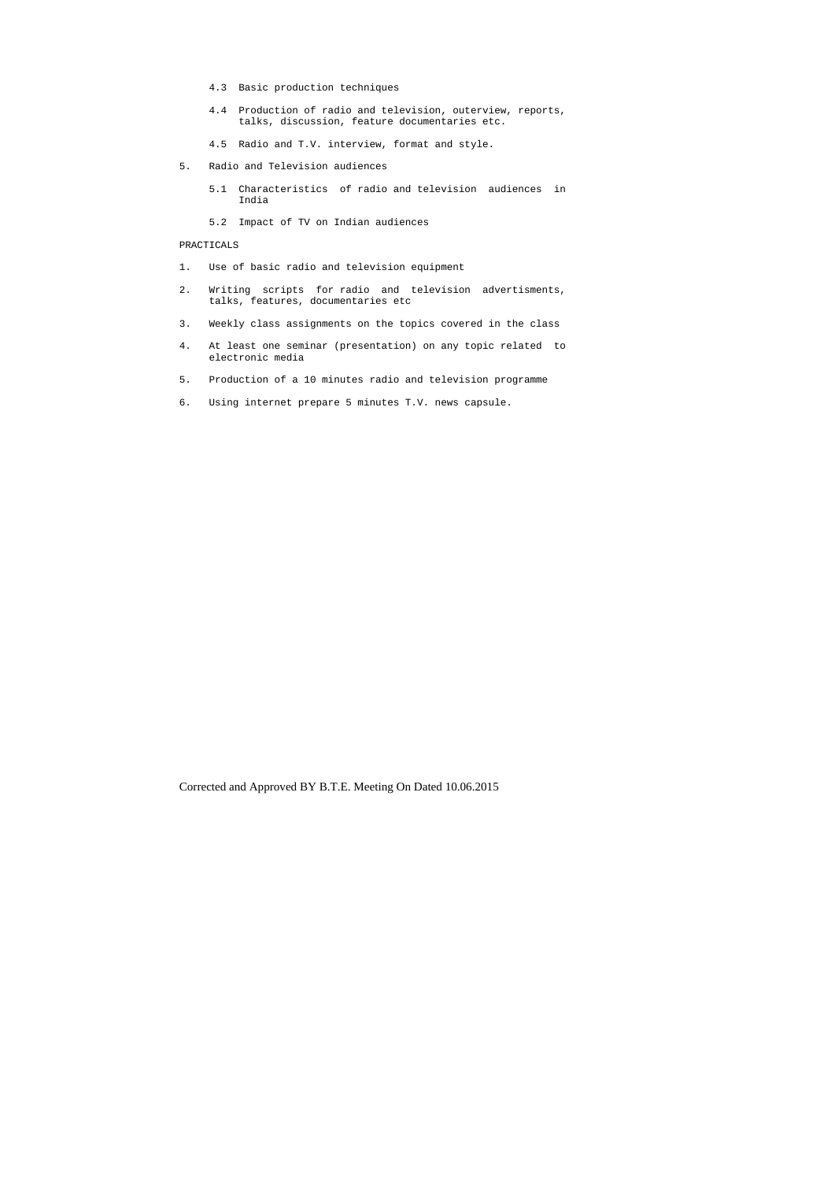4.3 Basic production techniques

4.4 Production of radio and television, outerview, reports, talks, discussion, feature documentaries etc.

4.5 Radio and T.V. interview, format and style.

5. Radio and Television audiences

   5.1 Characteristics of radio and television audiences in India

   5.2 Impact of TV on Indian audiences

PRACTICALS

1. Use of basic radio and television equipment
2. Writing scripts for radio and television advertisments, talks, features, documentaries etc
3. Weekly class assignments on the topics covered in the class
4. At least one seminar (presentation) on any topic related to electronic media
5. Production of a 10 minutes radio and television programme
6. Using internet prepare 5 minutes T.V. news capsule.

Corrected and Approved BY B.T.E. Meeting On Dated 10.06.2015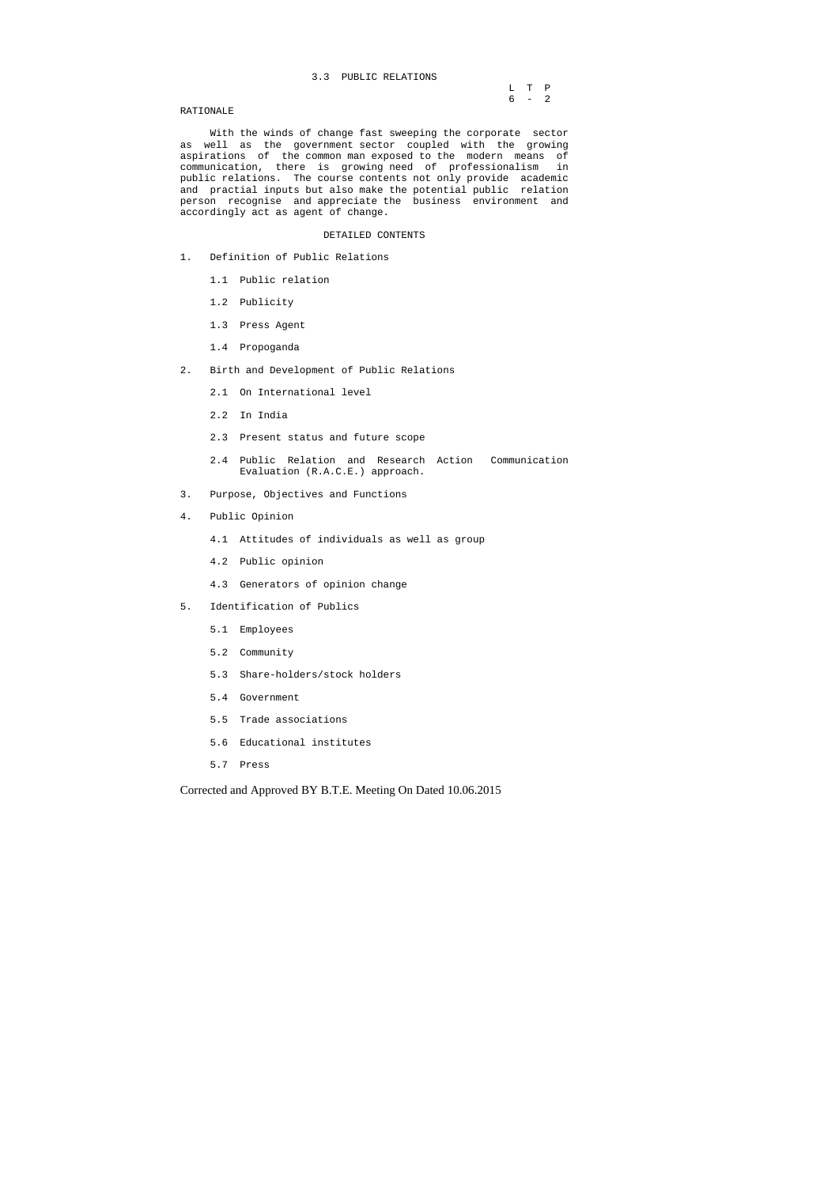## 3.3 PUBLIC RELATIONS

| L | T | P |
|---|---|---|
| 6 | - | 2 |

### RATIONALE

With the winds of change fast sweeping the corporate sector as well as the government sector coupled with the growing aspirations of the common man exposed to the modern means of communication, there is growing need of professionalism in public relations. The course contents not only provide academic and practial inputs but also make the potential public relation person recognise and appreciate the business environment and accordingly act as agent of change.

### DETAILED CONTENTS

1. Definition of Public Relations

   1.1 Public relation

   1.2 Publicity

   1.3 Press Agent

   1.4 Propoganda

2. Birth and Development of Public Relations

   2.1 On International level

   2.2 In India

   2.3 Present status and future scope

   2.4 Public Relation and Research Action Communication Evaluation (R.A.C.E.) approach.

3. Purpose, Objectives and Functions

4. Public Opinion

   4.1 Attitudes of individuals as well as group

   4.2 Public opinion

   4.3 Generators of opinion change

5. Identification of Publics

   5.1 Employees

   5.2 Community

   5.3 Share-holders/stock holders

   5.4 Government

   5.5 Trade associations

   5.6 Educational institutes

   5.7 Press

Corrected and Approved BY B.T.E. Meeting On Dated 10.06.2015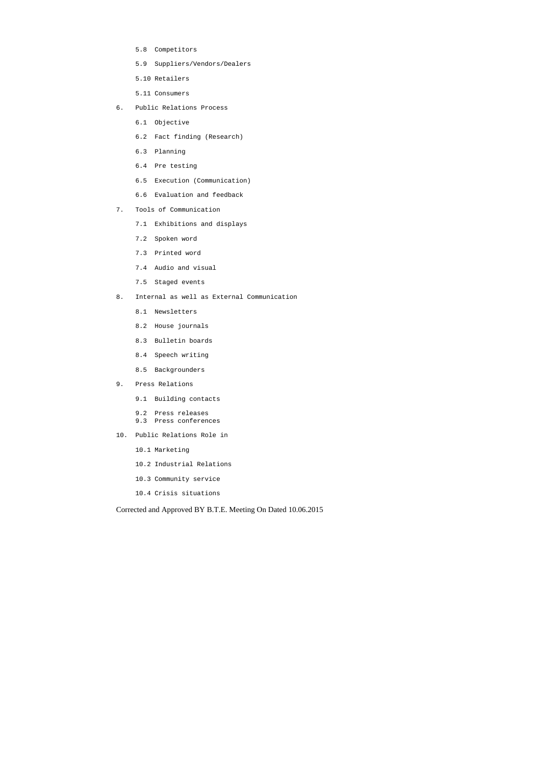- 5.8 Competitors
- 5.9 Suppliers/Vendors/Dealers
- 5.10 Retailers
- 5.11 Consumers

6. Public Relations Process
   - 6.1 Objective
   - 6.2 Fact finding (Research)
   - 6.3 Planning
   - 6.4 Pre testing
   - 6.5 Execution (Communication)
   - 6.6 Evaluation and feedback
7. Tools of Communication
   - 7.1 Exhibitions and displays
   - 7.2 Spoken word
   - 7.3 Printed word
   - 7.4 Audio and visual
   - 7.5 Staged events
8. Internal as well as External Communication
   - 8.1 Newsletters
   - 8.2 House journals
   - 8.3 Bulletin boards
   - 8.4 Speech writing
   - 8.5 Backgrounders
9. Press Relations
   - 9.1 Building contacts
   - 9.2 Press releases
   - 9.3 Press conferences
10. Public Relations Role in
    - 10.1 Marketing
    - 10.2 Industrial Relations
    - 10.3 Community service
    - 10.4 Crisis situations

Corrected and Approved BY B.T.E. Meeting On Dated 10.06.2015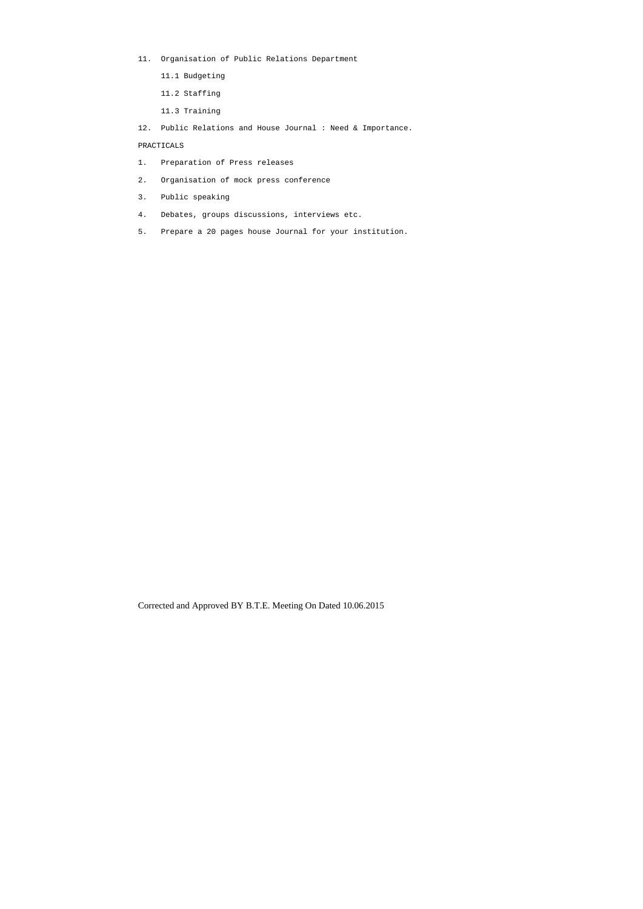11. Organisation of Public Relations Department

    11.1 Budgeting

    11.2 Staffing

    11.3 Training

12. Public Relations and House Journal : Need & Importance.

PRACTICALS

1. Preparation of Press releases
2. Organisation of mock press conference
3. Public speaking
4. Debates, groups discussions, interviews etc.
5. Prepare a 20 pages house Journal for your institution.

Corrected and Approved BY B.T.E. Meeting On Dated 10.06.2015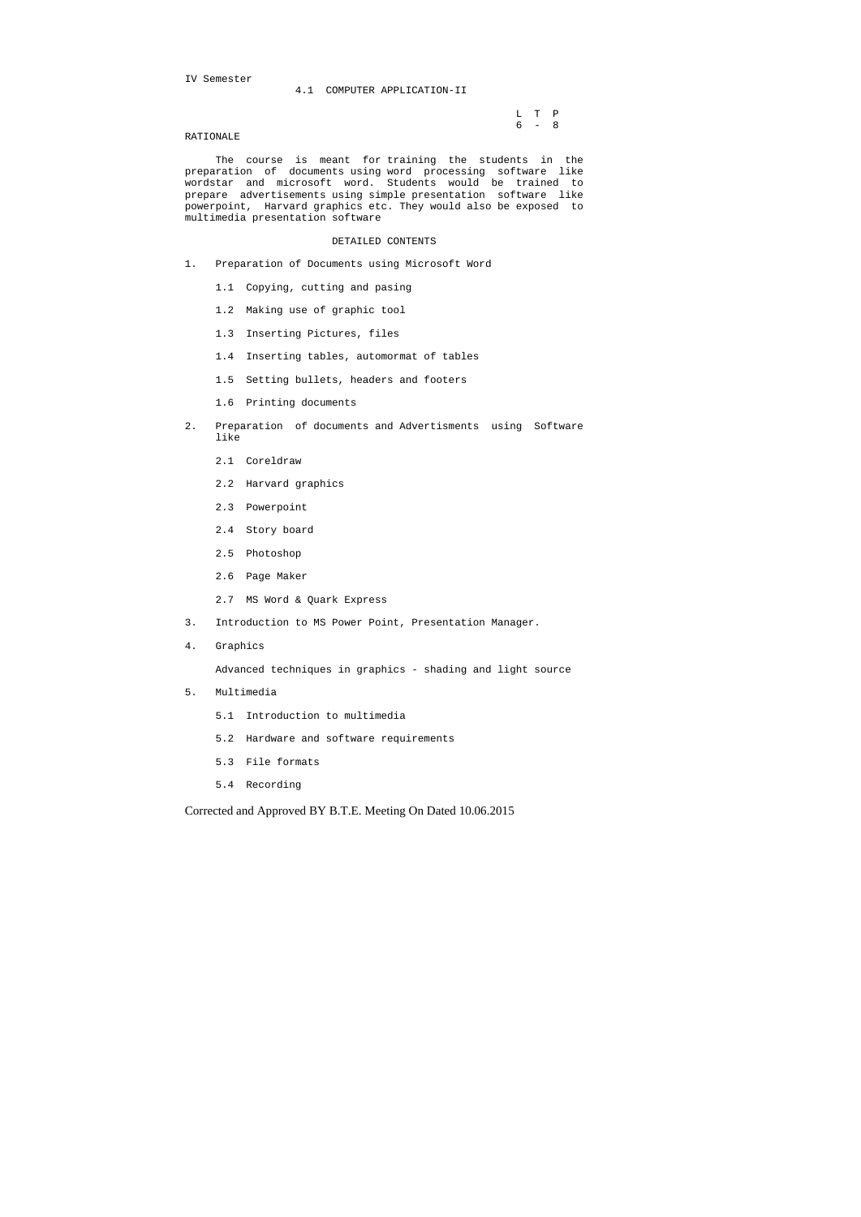IV Semester

# 4.1 COMPUTER APPLICATION-II

| L | T | P |
|---|---|---|
| 6 | - | 8 |

## RATIONALE

The course is meant for training the students in the preparation of documents using word processing software like wordstar and microsoft word. Students would be trained to prepare advertisements using simple presentation software like powerpoint, Harvard graphics etc. They would also be exposed to multimedia presentation software

## DETAILED CONTENTS

1. Preparation of Documents using Microsoft Word

   1.1 Copying, cutting and pasing

   1.2 Making use of graphic tool

   1.3 Inserting Pictures, files

   1.4 Inserting tables, automormat of tables

   1.5 Setting bullets, headers and footers

   1.6 Printing documents

2. Preparation of documents and Advertisments using Software like

   2.1 Coreldraw

   2.2 Harvard graphics

   2.3 Powerpoint

   2.4 Story board

   2.5 Photoshop

   2.6 Page Maker

   2.7 MS Word & Quark Express

3. Introduction to MS Power Point, Presentation Manager.

4. Graphics

   Advanced techniques in graphics - shading and light source

5. Multimedia

   5.1 Introduction to multimedia

   5.2 Hardware and software requirements

   5.3 File formats

   5.4 Recording

Corrected and Approved BY B.T.E. Meeting On Dated 10.06.2015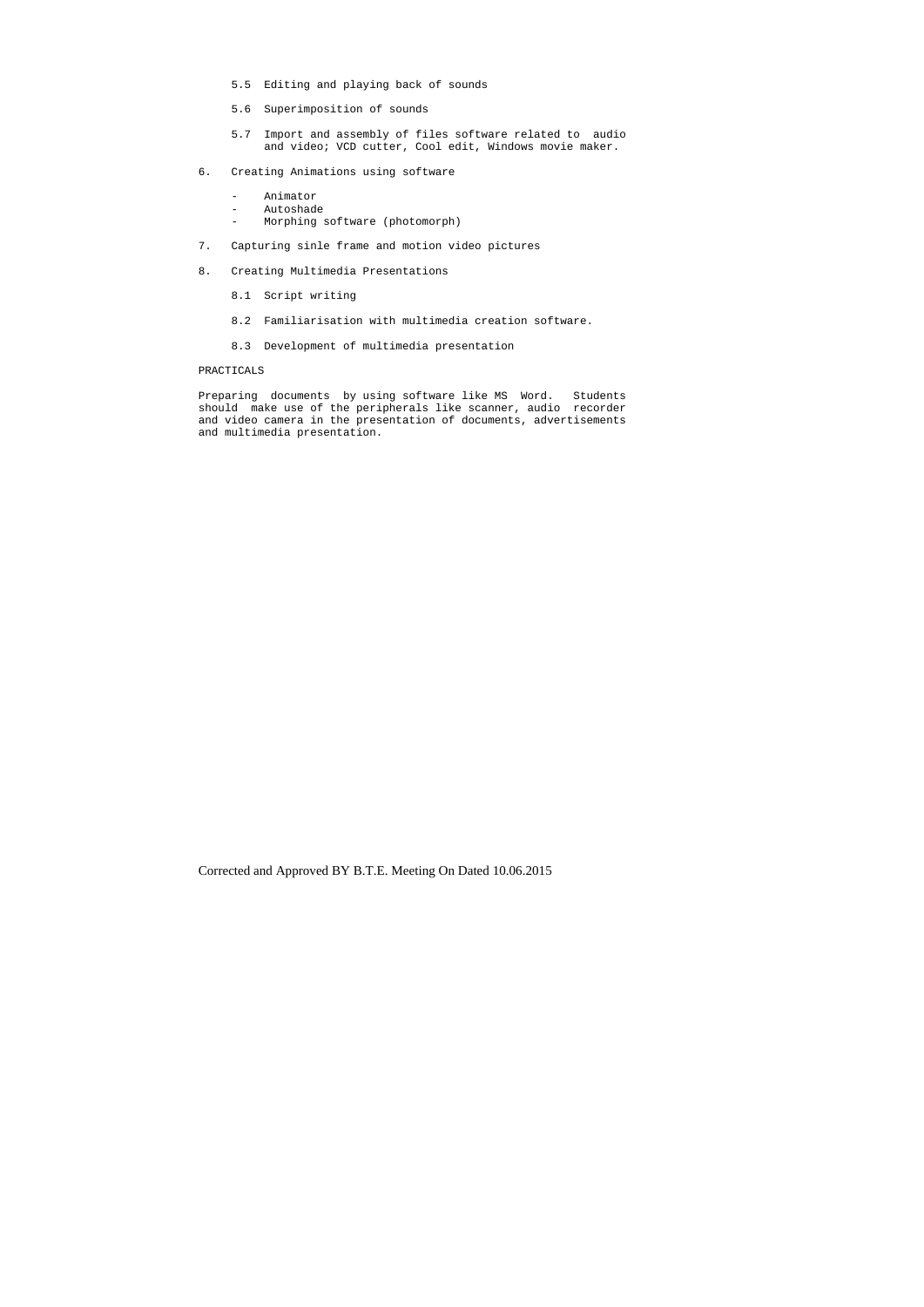5.5 Editing and playing back of sounds

5.6 Superimposition of sounds

5.7 Import and assembly of files software related to audio and video; VCD cutter, Cool edit, Windows movie maker.

6. Creating Animations using software

   - Animator
   - Autoshade
   - Morphing software (photomorph)

7. Capturing sinle frame and motion video pictures

8. Creating Multimedia Presentations

   8.1 Script writing

   8.2 Familiarisation with multimedia creation software.

   8.3 Development of multimedia presentation

PRACTICALS

Preparing documents by using software like MS Word. Students should make use of the peripherals like scanner, audio recorder and video camera in the presentation of documents, advertisements and multimedia presentation.

Corrected and Approved BY B.T.E. Meeting On Dated 10.06.2015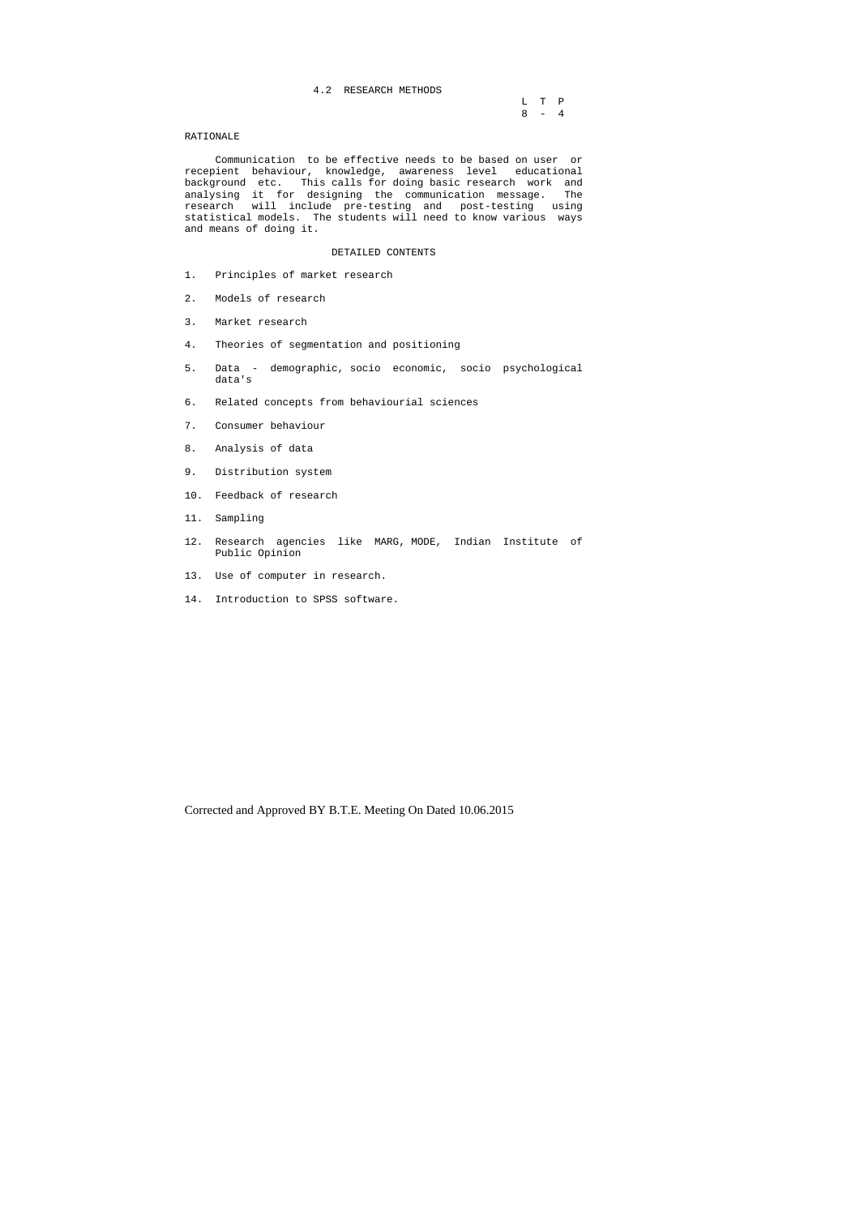## 4.2 RESEARCH METHODS

| L | T | P |
|---|---|---|
| 8 | - | 4 |

### RATIONALE

Communication to be effective needs to be based on user or recepient behaviour, knowledge, awareness level educational background etc. This calls for doing basic research work and analysing it for designing the communication message. The research will include pre-testing and post-testing using statistical models. The students will need to know various ways and means of doing it.

### DETAILED CONTENTS

1. Principles of market research
2. Models of research
3. Market research
4. Theories of segmentation and positioning
5. Data - demographic, socio economic, socio psychological data's
6. Related concepts from behaviourial sciences
7. Consumer behaviour
8. Analysis of data
9. Distribution system
10. Feedback of research
11. Sampling
12. Research agencies like MARG, MODE, Indian Institute of Public Opinion
13. Use of computer in research.
14. Introduction to SPSS software.

Corrected and Approved BY B.T.E. Meeting On Dated 10.06.2015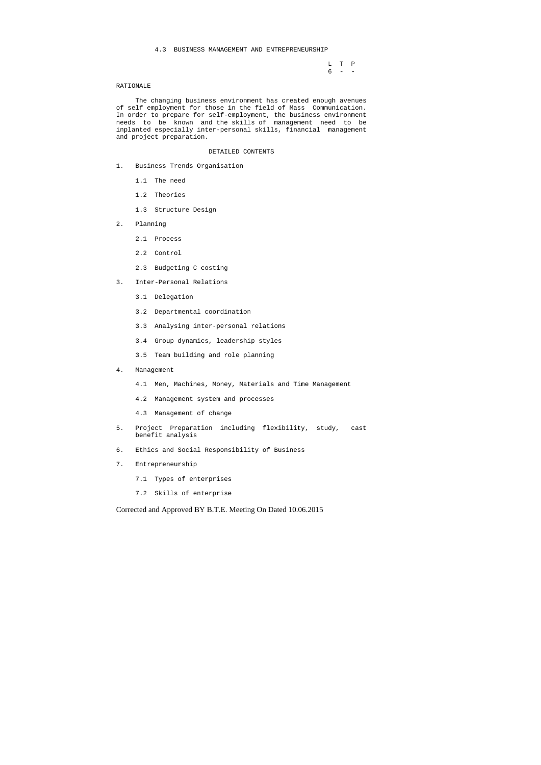## 4.3 BUSINESS MANAGEMENT AND ENTREPRENEURSHIP

| L | T | P |
|---|---|---|
| 6 | - | - |

### RATIONALE

The changing business environment has created enough avenues of self employment for those in the field of Mass Communication. In order to prepare for self-employment, the business environment needs to be known and the skills of management need to be inplanted especially inter-personal skills, financial management and project preparation.

### DETAILED CONTENTS

1. Business Trends Organisation

   1.1 The need

   1.2 Theories

   1.3 Structure Design

2. Planning

   2.1 Process

   2.2 Control

   2.3 Budgeting C costing

3. Inter-Personal Relations

   3.1 Delegation

   3.2 Departmental coordination

   3.3 Analysing inter-personal relations

   3.4 Group dynamics, leadership styles

   3.5 Team building and role planning

4. Management

   4.1 Men, Machines, Money, Materials and Time Management

   4.2 Management system and processes

   4.3 Management of change

5. Project Preparation including flexibility, study, cast benefit analysis

6. Ethics and Social Responsibility of Business

7. Entrepreneurship

   7.1 Types of enterprises

   7.2 Skills of enterprise

Corrected and Approved BY B.T.E. Meeting On Dated 10.06.2015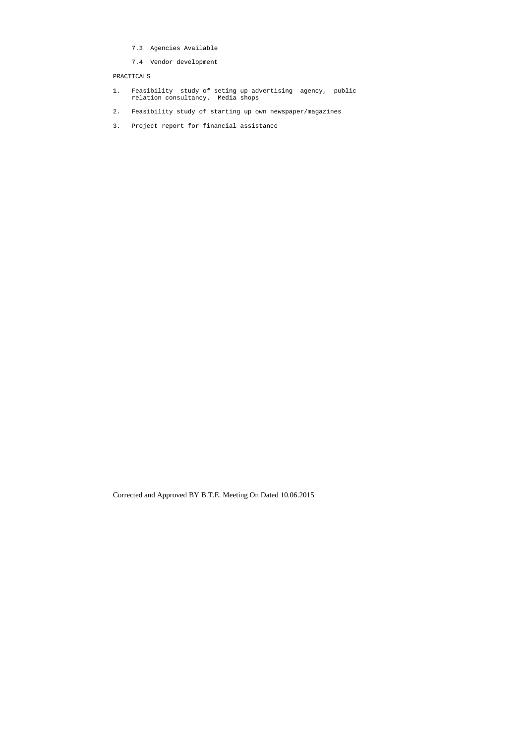7.3 Agencies Available

7.4 Vendor development

PRACTICALS

1. Feasibility study of seting up advertising agency, public relation consultancy. Media shops

2. Feasibility study of starting up own newspaper/magazines

3. Project report for financial assistance

Corrected and Approved BY B.T.E. Meeting On Dated 10.06.2015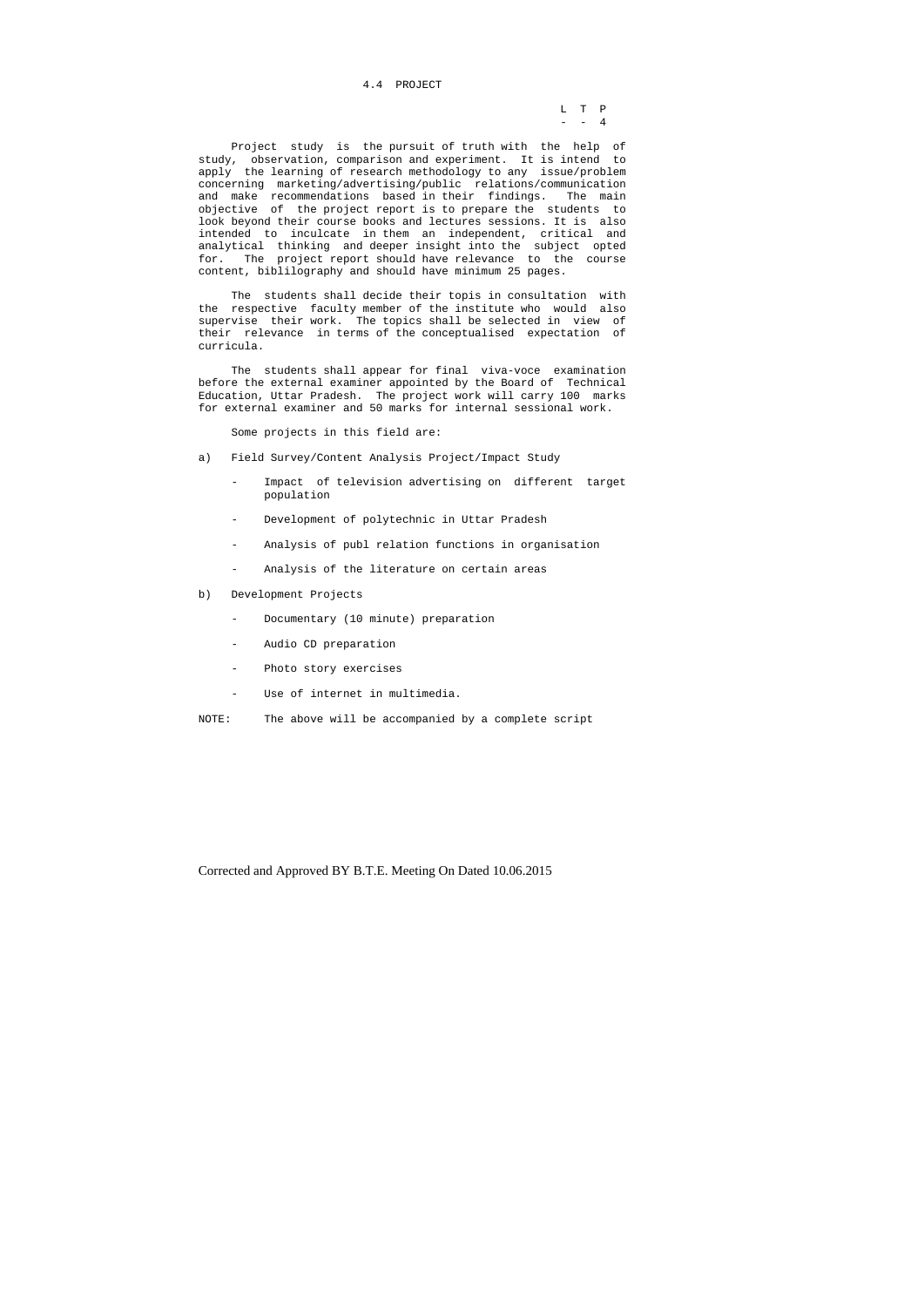## 4.4 PROJECT

| L | T | P |
|---|---|---|
| - | - | 4 |

Project study is the pursuit of truth with the help of study, observation, comparison and experiment. It is intend to apply the learning of research methodology to any issue/problem concerning marketing/advertising/public relations/communication and make recommendations based in their findings. The main objective of the project report is to prepare the students to look beyond their course books and lectures sessions. It is also intended to inculcate in them an independent, critical and analytical thinking and deeper insight into the subject opted for. The project report should have relevance to the course content, biblilography and should have minimum 25 pages.

The students shall decide their topis in consultation with the respective faculty member of the institute who would also supervise their work. The topics shall be selected in view of their relevance in terms of the conceptualised expectation of curricula.

The students shall appear for final viva-voce examination before the external examiner appointed by the Board of Technical Education, Uttar Pradesh. The project work will carry 100 marks for external examiner and 50 marks for internal sessional work.

Some projects in this field are:

a) Field Survey/Content Analysis Project/Impact Study

- Impact of television advertising on different target population
- Development of polytechnic in Uttar Pradesh
- Analysis of publ relation functions in organisation
- Analysis of the literature on certain areas

b) Development Projects

- Documentary (10 minute) preparation
- Audio CD preparation
- Photo story exercises
- Use of internet in multimedia.

NOTE: The above will be accompanied by a complete script

Corrected and Approved BY B.T.E. Meeting On Dated 10.06.2015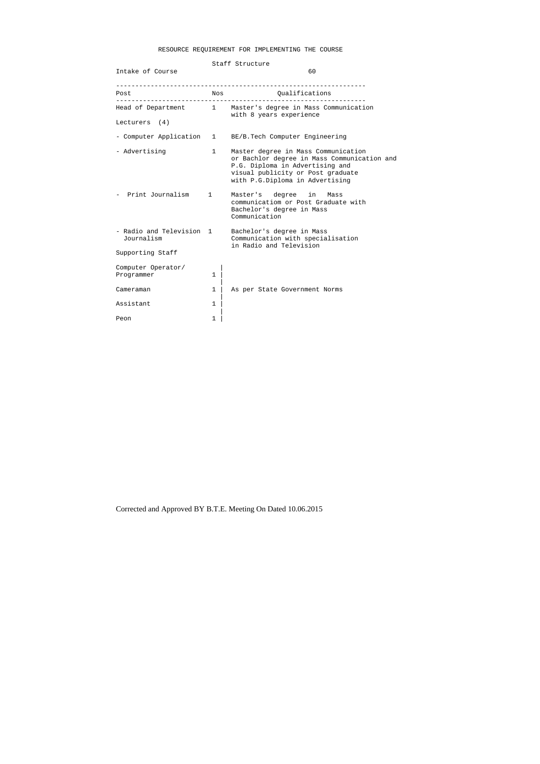# RESOURCE REQUIREMENT FOR IMPLEMENTING THE COURSE

Staff Structure

Intake of Course 60

| Post | Nos | Qualifications |
|---|---|---|
| Head of Department | 1 | Master's degree in Mass Communication with 8 years experience |
| Lecturers (4) | | |
| - Computer Application | 1 | BE/B.Tech Computer Engineering |
| - Advertising | 1 | Master degree in Mass Communication or Bachlor degree in Mass Communication and P.G. Diploma in Advertising and visual publicity or Post graduate with P.G.Diploma in Advertising |
| - Print Journalism | 1 | Master's degree in Mass communicatiom or Post Graduate with Bachelor's degree in Mass Communication |
| - Radio and Television Journalism | 1 | Bachelor's degree in Mass Communication with specialisation in Radio and Television |
| Supporting Staff | | |
| Computer Operator/ Programmer | 1 | As per State Government Norms |
| Cameraman | 1 | |
| Assistant | 1 | |
| Peon | 1 | |

Corrected and Approved BY B.T.E. Meeting On Dated 10.06.2015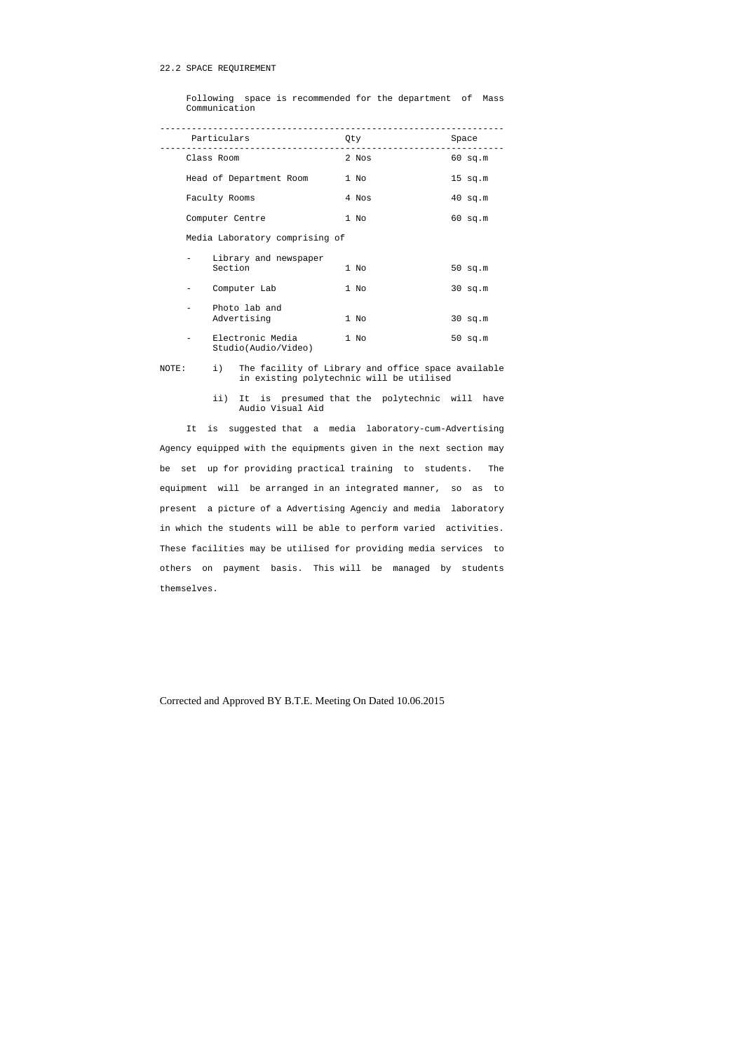## 22.2 SPACE REQUIREMENT

Following space is recommended for the department of Mass Communication

| Particulars | Qty | Space |
|---|---|---|
| Class Room | 2 Nos | 60 sq.m |
| Head of Department Room | 1 No | 15 sq.m |
| Faculty Rooms | 4 Nos | 40 sq.m |
| Computer Centre | 1 No | 60 sq.m |
| Media Laboratory comprising of | | |
| - Library and newspaper Section | 1 No | 50 sq.m |
| - Computer Lab | 1 No | 30 sq.m |
| - Photo lab and Advertising | 1 No | 30 sq.m |
| - Electronic Media Studio(Audio/Video) | 1 No | 50 sq.m |

NOTE:

i) The facility of Library and office space available in existing polytechnic will be utilised

ii) It is presumed that the polytechnic will have Audio Visual Aid

It is suggested that a media laboratory-cum-Advertising Agency equipped with the equipments given in the next section may be set up for providing practical training to students. The equipment will be arranged in an integrated manner, so as to present a picture of a Advertising Agenciy and media laboratory in which the students will be able to perform varied activities. These facilities may be utilised for providing media services to others on payment basis. This will be managed by students themselves.

Corrected and Approved BY B.T.E. Meeting On Dated 10.06.2015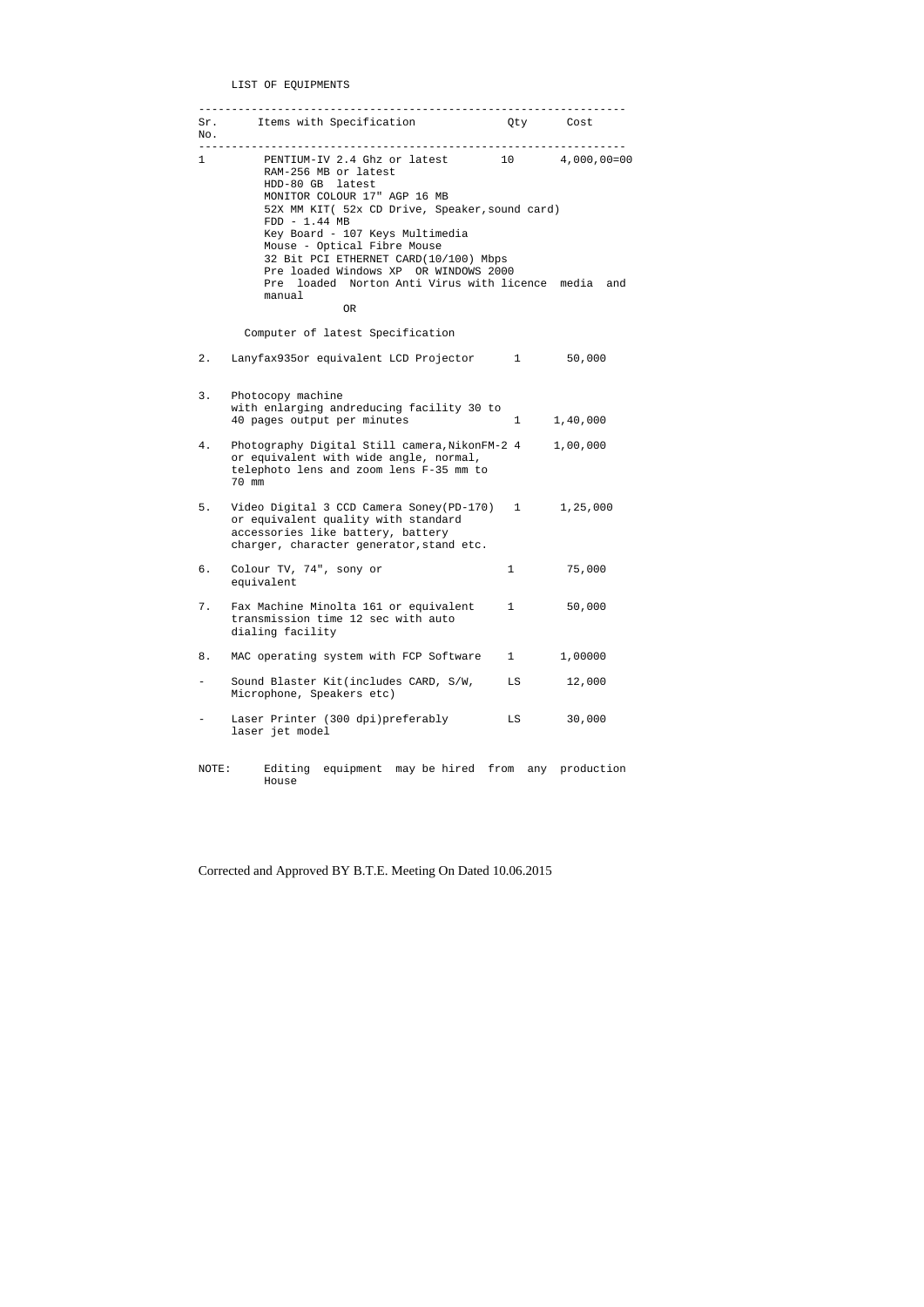LIST OF EQUIPMENTS

| Sr. No. | Items with Specification | Qty | Cost |
|---|---|---|---|
| 1 | PENTIUM-IV 2.4 Ghz or latest<br>RAM-256 MB or latest<br>HDD-80 GB latest<br>MONITOR COLOUR 17" AGP 16 MB<br>52X MM KIT( 52x CD Drive, Speaker, sound card)<br>FDD - 1.44 MB<br>Key Board - 107 Keys Multimedia<br>Mouse - Optical Fibre Mouse<br>32 Bit PCI ETHERNET CARD(10/100) Mbps<br>Pre loaded Windows XP OR WINDOWS 2000<br>Pre loaded Norton Anti Virus with licence media and manual<br>OR<br>Computer of latest Specification | 10 | 4,000,00=00 |
| 2. | Lanyfax935or equivalent LCD Projector | 1 | 50,000 |
| 3. | Photocopy machine with enlarging andreducing facility 30 to 40 pages output per minutes | 1 | 1,40,000 |
| 4. | Photography Digital Still camera, NikonFM-2 or equivalent with wide angle, normal, telephoto lens and zoom lens F-35 mm to 70 mm | 4 | 1,00,000 |
| 5. | Video Digital 3 CCD Camera Soney(PD-170) or equivalent quality with standard accessories like battery, battery charger, character generator, stand etc. | 1 | 1,25,000 |
| 6. | Colour TV, 74", sony or equivalent | 1 | 75,000 |
| 7. | Fax Machine Minolta 161 or equivalent transmission time 12 sec with auto dialing facility | 1 | 50,000 |
| 8. | MAC operating system with FCP Software | 1 | 1,00000 |
| - | Sound Blaster Kit(includes CARD, S/W, Microphone, Speakers etc) | LS | 12,000 |
| - | Laser Printer (300 dpi)preferably laser jet model | LS | 30,000 |

NOTE: Editing equipment may be hired from any production House

Corrected and Approved BY B.T.E. Meeting On Dated 10.06.2015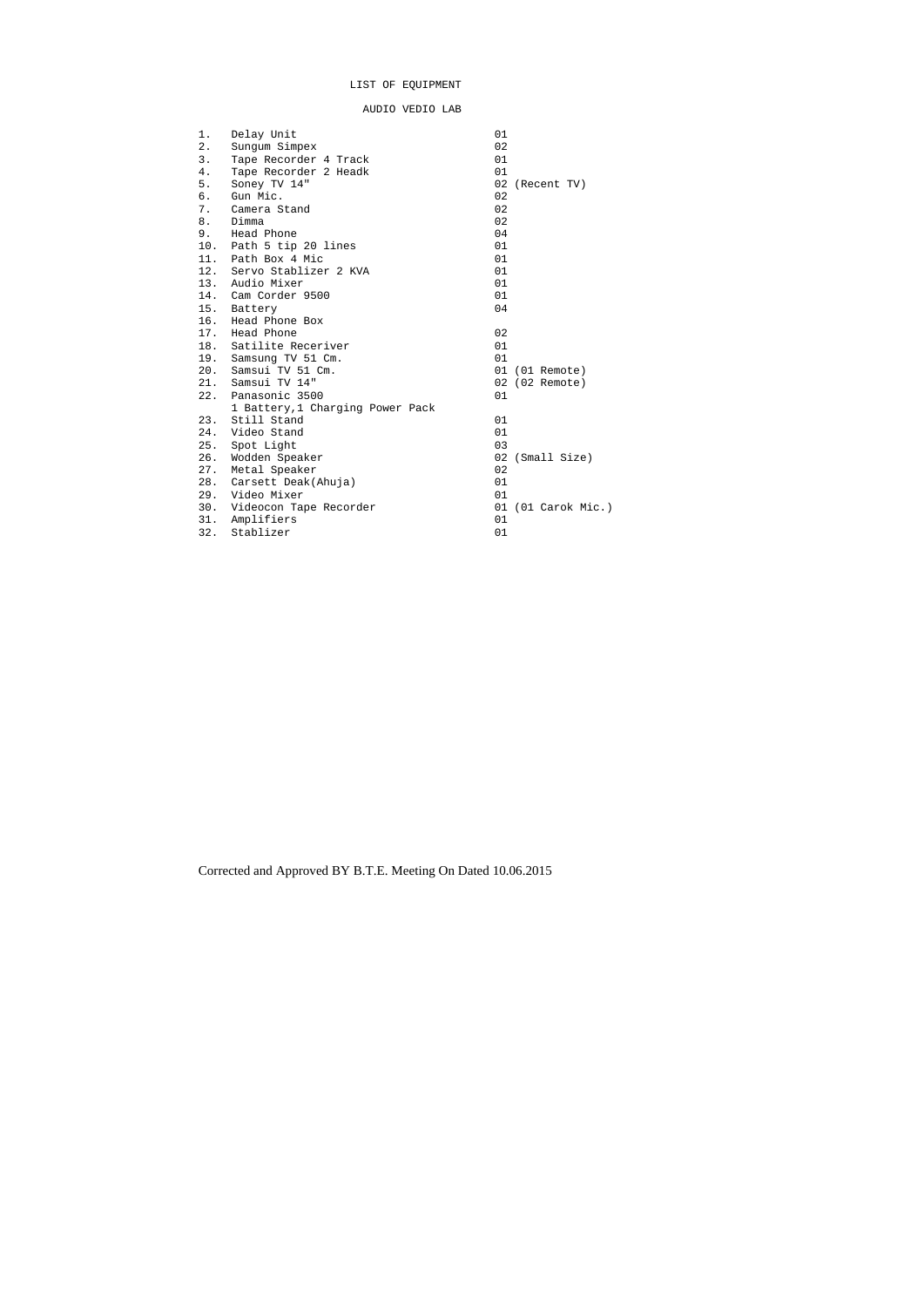# LIST OF EQUIPMENT

## AUDIO VEDIO LAB

| No. | Equipment | Quantity |
|---|---|---|
| 1. | Delay Unit | 01 |
| 2. | Sungum Simpex | 02 |
| 3. | Tape Recorder 4 Track | 01 |
| 4. | Tape Recorder 2 Headk | 01 |
| 5. | Soney TV 14" | 02 (Recent TV) |
| 6. | Gun Mic. | 02 |
| 7. | Camera Stand | 02 |
| 8. | Dimma | 02 |
| 9. | Head Phone | 04 |
| 10. | Path 5 tip 20 lines | 01 |
| 11. | Path Box 4 Mic | 01 |
| 12. | Servo Stablizer 2 KVA | 01 |
| 13. | Audio Mixer | 01 |
| 14. | Cam Corder 9500 | 01 |
| 15. | Battery | 04 |
| 16. | Head Phone Box | |
| 17. | Head Phone | 02 |
| 18. | Satilite Receriver | 01 |
| 19. | Samsung TV 51 Cm. | 01 |
| 20. | Samsui TV 51 Cm. | 01 (01 Remote) |
| 21. | Samsui TV 14" | 02 (02 Remote) |
| 22. | Panasonic 3500<br>1 Battery,1 Charging Power Pack | 01 |
| 23. | Still Stand | 01 |
| 24. | Video Stand | 01 |
| 25. | Spot Light | 03 |
| 26. | Wodden Speaker | 02 (Small Size) |
| 27. | Metal Speaker | 02 |
| 28. | Carsett Deak(Ahuja) | 01 |
| 29. | Video Mixer | 01 |
| 30. | Videocon Tape Recorder | 01 (01 Carok Mic.) |
| 31. | Amplifiers | 01 |
| 32. | Stablizer | 01 |

Corrected and Approved BY B.T.E. Meeting On Dated 10.06.2015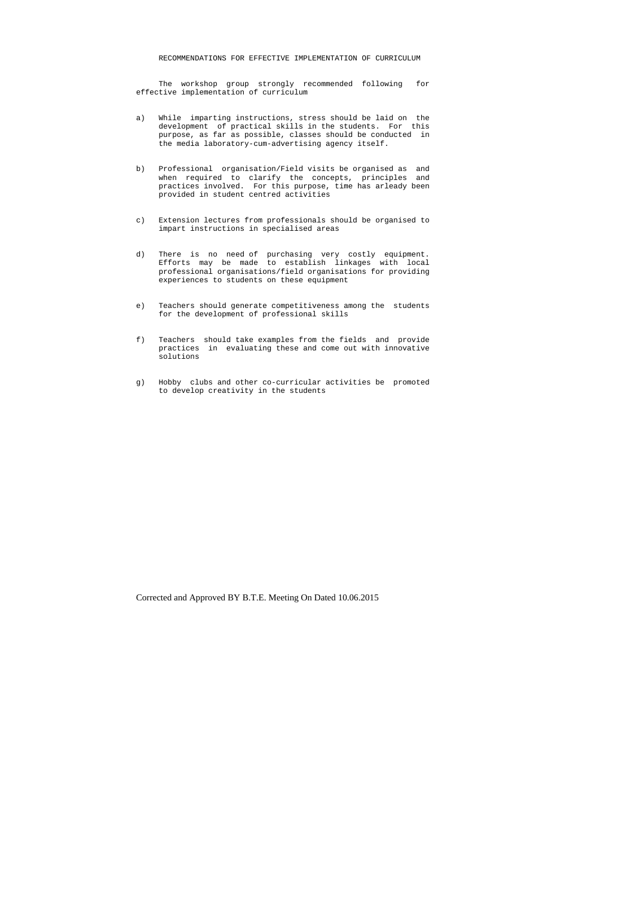# RECOMMENDATIONS FOR EFFECTIVE IMPLEMENTATION OF CURRICULUM

The workshop group strongly recommended following for effective implementation of curriculum

a) While imparting instructions, stress should be laid on the development of practical skills in the students. For this purpose, as far as possible, classes should be conducted in the media laboratory-cum-advertising agency itself.

b) Professional organisation/Field visits be organised as and when required to clarify the concepts, principles and practices involved. For this purpose, time has arleady been provided in student centred activities

c) Extension lectures from professionals should be organised to impart instructions in specialised areas

d) There is no need of purchasing very costly equipment. Efforts may be made to establish linkages with local professional organisations/field organisations for providing experiences to students on these equipment

e) Teachers should generate competitiveness among the students for the development of professional skills

f) Teachers should take examples from the fields and provide practices in evaluating these and come out with innovative solutions

g) Hobby clubs and other co-curricular activities be promoted to develop creativity in the students

Corrected and Approved BY B.T.E. Meeting On Dated 10.06.2015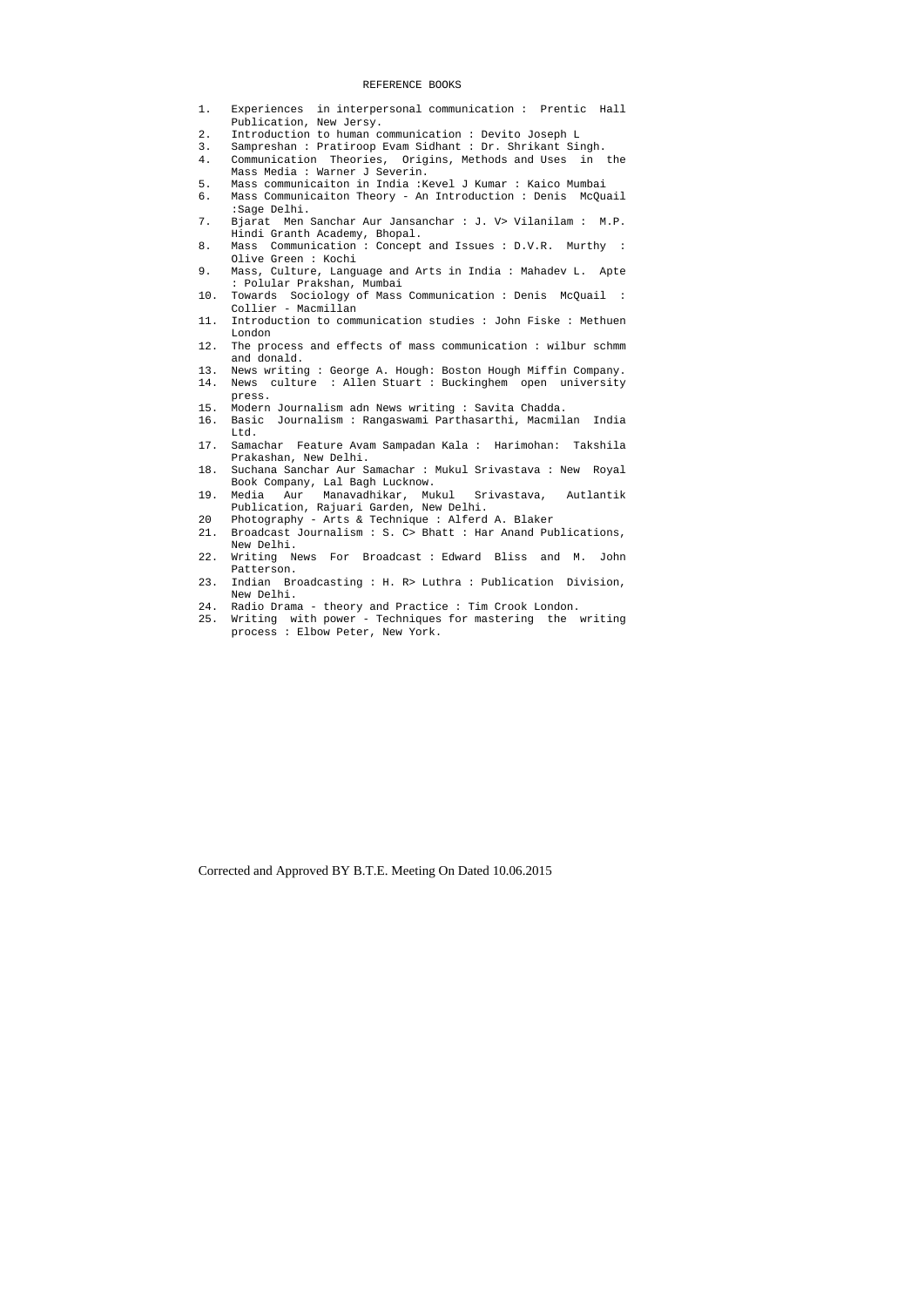# REFERENCE BOOKS

1. Experiences in interpersonal communication : Prentic Hall Publication, New Jersy.
2. Introduction to human communication : Devito Joseph L
3. Sampreshan : Pratiroop Evam Sidhant : Dr. Shrikant Singh.
4. Communication Theories, Origins, Methods and Uses in the Mass Media : Warner J Severin.
5. Mass communicaiton in India :Kevel J Kumar : Kaico Mumbai
6. Mass Communicaiton Theory - An Introduction : Denis McQuail :Sage Delhi.
7. Bjarat Men Sanchar Aur Jansanchar : J. V> Vilanilam : M.P. Hindi Granth Academy, Bhopal.
8. Mass Communication : Concept and Issues : D.V.R. Murthy : Olive Green : Kochi
9. Mass, Culture, Language and Arts in India : Mahadev L. Apte : Polular Prakshan, Mumbai
10. Towards Sociology of Mass Communication : Denis McQuail : Collier - Macmillan
11. Introduction to communication studies : John Fiske : Methuen London
12. The process and effects of mass communication : wilbur schmm and donald.
13. News writing : George A. Hough: Boston Hough Miffin Company.
14. News culture : Allen Stuart : Buckinghem open university press.
15. Modern Journalism adn News writing : Savita Chadda.
16. Basic Journalism : Rangaswami Parthasarthi, Macmilan India Ltd.
17. Samachar Feature Avam Sampadan Kala : Harimohan: Takshila Prakashan, New Delhi.
18. Suchana Sanchar Aur Samachar : Mukul Srivastava : New Royal Book Company, Lal Bagh Lucknow.
19. Media Aur Manavadhikar, Mukul Srivastava, Autlantik Publication, Rajuari Garden, New Delhi.
20. Photography - Arts & Technique : Alferd A. Blaker
21. Broadcast Journalism : S. C> Bhatt : Har Anand Publications, New Delhi.
22. Writing News For Broadcast : Edward Bliss and M. John Patterson.
23. Indian Broadcasting : H. R> Luthra : Publication Division, New Delhi.
24. Radio Drama - theory and Practice : Tim Crook London.
25. Writing with power - Techniques for mastering the writing process : Elbow Peter, New York.

Corrected and Approved BY B.T.E. Meeting On Dated 10.06.2015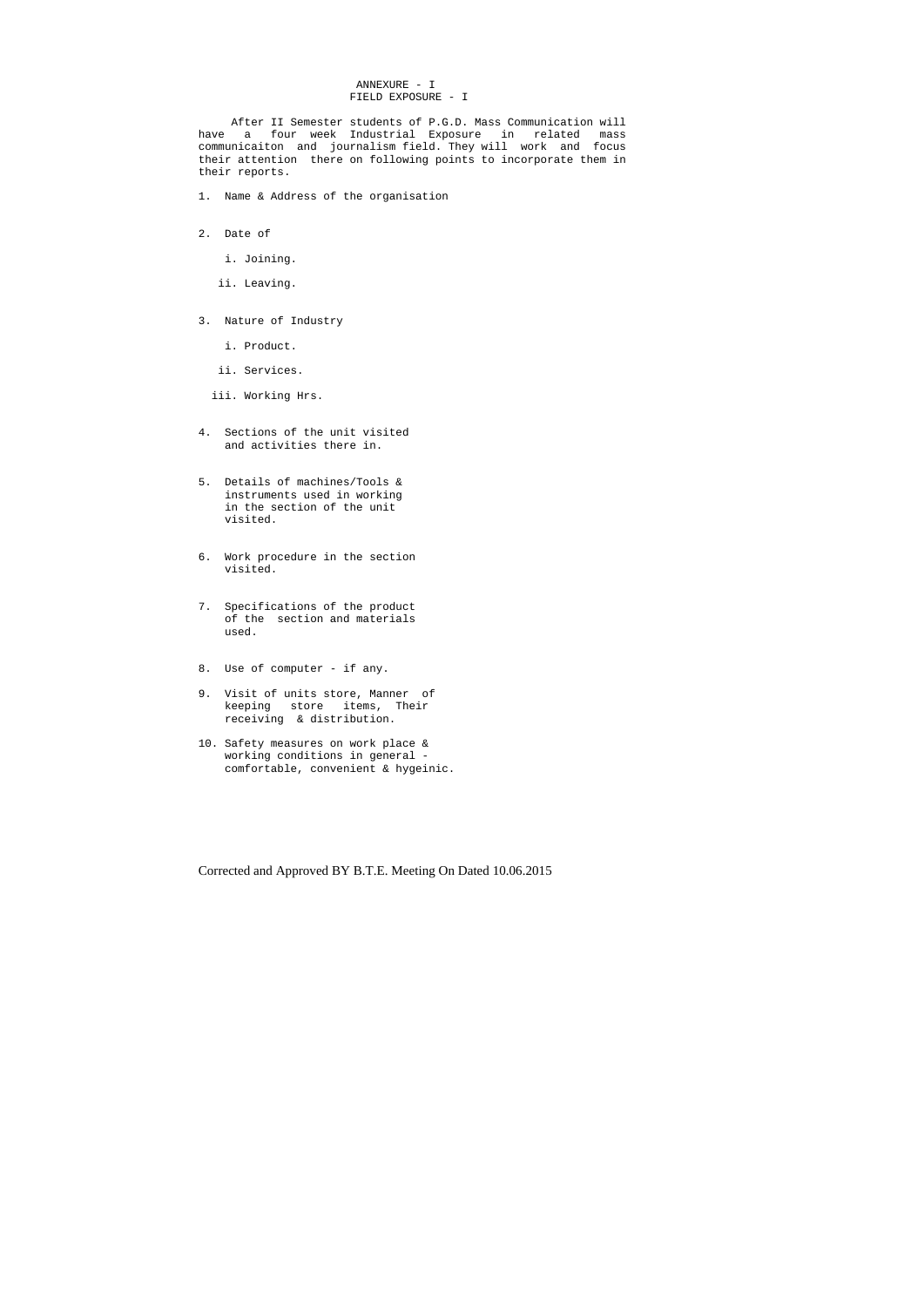# ANNEXURE - I

## FIELD EXPOSURE - I

After II Semester students of P.G.D. Mass Communication will have a four week Industrial Exposure in related mass communicaiton and journalism field. They will work and focus their attention there on following points to incorporate them in their reports.

1. Name & Address of the organisation

2. Date of

   i. Joining.

   ii. Leaving.

3. Nature of Industry

   i. Product.

   ii. Services.

   iii. Working Hrs.

4. Sections of the unit visited and activities there in.

5. Details of machines/Tools & instruments used in working in the section of the unit visited.

6. Work procedure in the section visited.

7. Specifications of the product of the section and materials used.

8. Use of computer - if any.

9. Visit of units store, Manner of keeping store items, Their receiving & distribution.

10. Safety measures on work place & working conditions in general - comfortable, convenient & hygeinic.

Corrected and Approved BY B.T.E. Meeting On Dated 10.06.2015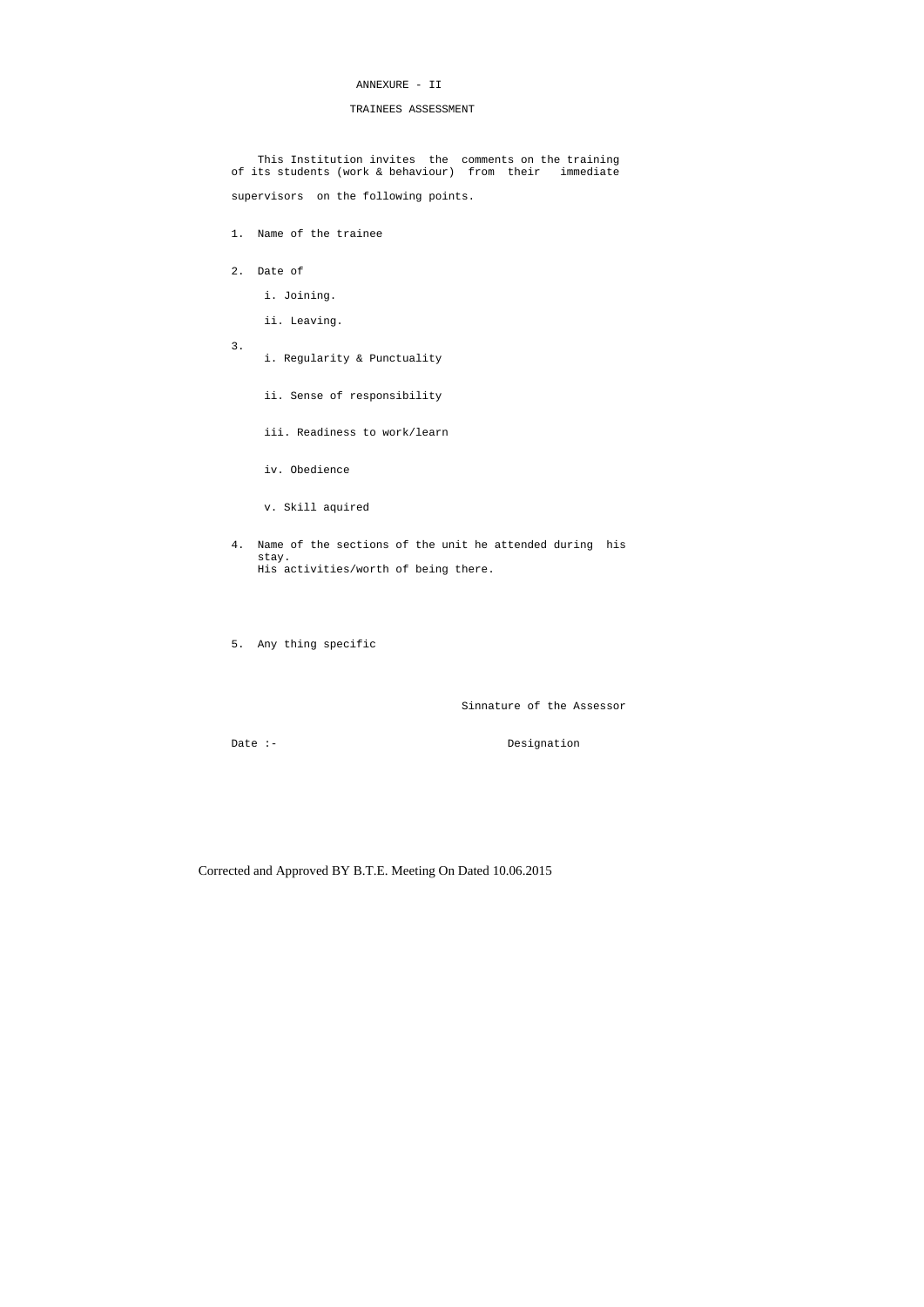# ANNEXURE - II

## TRAINEES ASSESSMENT

This Institution invites the comments on the training of its students (work & behaviour) from their immediate supervisors on the following points.

1. Name of the trainee

2. Date of

   i. Joining.

   ii. Leaving.

3. 
   i. Regularity & Punctuality

   ii. Sense of responsibility

   iii. Readiness to work/learn

   iv. Obedience

   v. Skill aquired

4. Name of the sections of the unit he attended during his stay.
   His activities/worth of being there.

5. Any thing specific

Sinnature of the Assessor

Date :-

Designation

Corrected and Approved BY B.T.E. Meeting On Dated 10.06.2015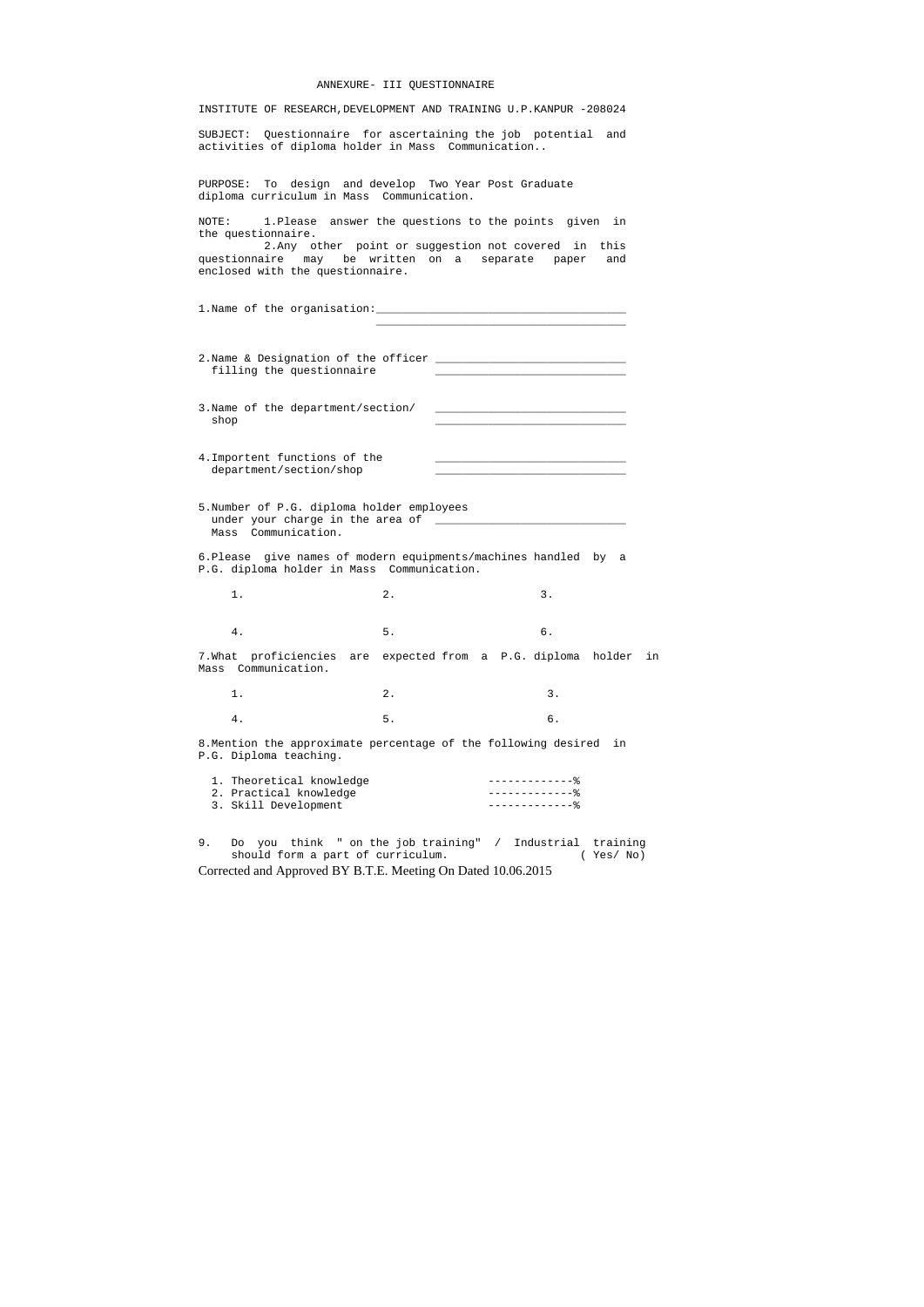# ANNEXURE- III QUESTIONNAIRE

INSTITUTE OF RESEARCH,DEVELOPMENT AND TRAINING U.P.KANPUR -208024

SUBJECT: Questionnaire for ascertaining the job potential and activities of diploma holder in Mass Communication..

PURPOSE: To design and develop Two Year Post Graduate diploma curriculum in Mass Communication.

NOTE: 1.Please answer the questions to the points given in the questionnaire.
2.Any other point or suggestion not covered in this questionnaire may be written on a separate paper and enclosed with the questionnaire.

1.Name of the organisation:______________________________________
______________________________________

2.Name & Designation of the officer filling the questionnaire ____________________________
____________________________

3.Name of the department/section/ shop ____________________________
____________________________

4.Importent functions of the department/section/shop ____________________________
____________________________

5.Number of P.G. diploma holder employees under your charge in the area of Mass Communication. ____________________________

6.Please give names of modern equipments/machines handled by a P.G. diploma holder in Mass Communication.

1. 2. 3.

4. 5. 6.

7.What proficiencies are expected from a P.G. diploma holder in Mass Communication.

1. 2. 3.

4. 5. 6.

8.Mention the approximate percentage of the following desired in P.G. Diploma teaching.

1. Theoretical knowledge -------------%
2. Practical knowledge -------------%
3. Skill Development -------------%

9. Do you think " on the job training" / Industrial training should form a part of curriculum. ( Yes/ No)

Corrected and Approved BY B.T.E. Meeting On Dated 10.06.2015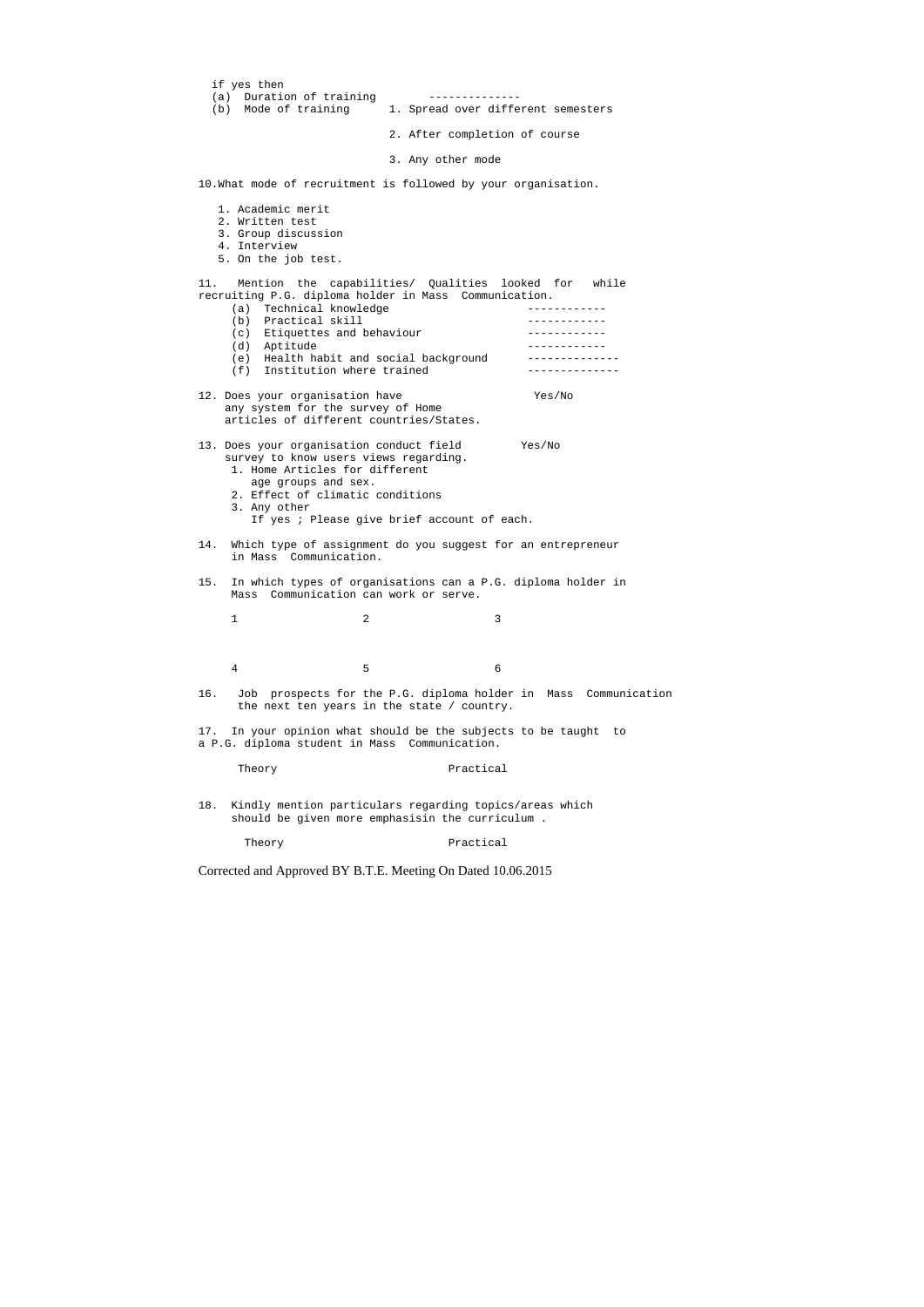if yes then

(a) Duration of training --------------

(b) Mode of training
1. Spread over different semesters
2. After completion of course
3. Any other mode

10. What mode of recruitment is followed by your organisation.

1. Academic merit
2. Written test
3. Group discussion
4. Interview
5. On the job test.

11. Mention the capabilities/ Qualities looked for while recruiting P.G. diploma holder in Mass Communication.

(a) Technical knowledge ------------
(b) Practical skill ------------
(c) Etiquettes and behaviour ------------
(d) Aptitude ------------
(e) Health habit and social background --------------
(f) Institution where trained --------------

12. Does your organisation have any system for the survey of Home articles of different countries/States. Yes/No

13. Does your organisation conduct field survey to know users views regarding. Yes/No
1. Home Articles for different age groups and sex.
2. Effect of climatic conditions
3. Any other

If yes ; Please give brief account of each.

14. Which type of assignment do you suggest for an entrepreneur in Mass Communication.

15. In which types of organisations can a P.G. diploma holder in Mass Communication can work or serve.

| 1 | 2 | 3 |
|---|---|---|
| 4 | 5 | 6 |

16. Job prospects for the P.G. diploma holder in Mass Communication the next ten years in the state / country.

17. In your opinion what should be the subjects to be taught to a P.G. diploma student in Mass Communication.

| Theory | Practical |
|---|---|
| | |

18. Kindly mention particulars regarding topics/areas which should be given more emphasisin the curriculum .

| Theory | Practical |
|---|---|
| | |

Corrected and Approved BY B.T.E. Meeting On Dated 10.06.2015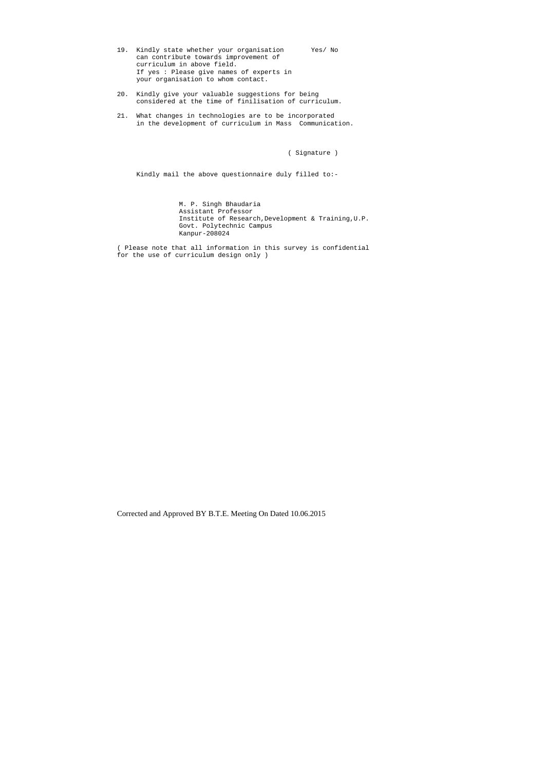19. Kindly state whether your organisation can contribute towards improvement of curriculum in above field. Yes/ No
    If yes : Please give names of experts in your organisation to whom contact.

20. Kindly give your valuable suggestions for being considered at the time of finilisation of curriculum.

21. What changes in technologies are to be incorporated in the development of curriculum in Mass Communication.

( Signature )

Kindly mail the above questionnaire duly filled to:-

M. P. Singh Bhaudaria
Assistant Professor
Institute of Research,Development & Training,U.P.
Govt. Polytechnic Campus
Kanpur-208024

( Please note that all information in this survey is confidential for the use of curriculum design only )

Corrected and Approved BY B.T.E. Meeting On Dated 10.06.2015